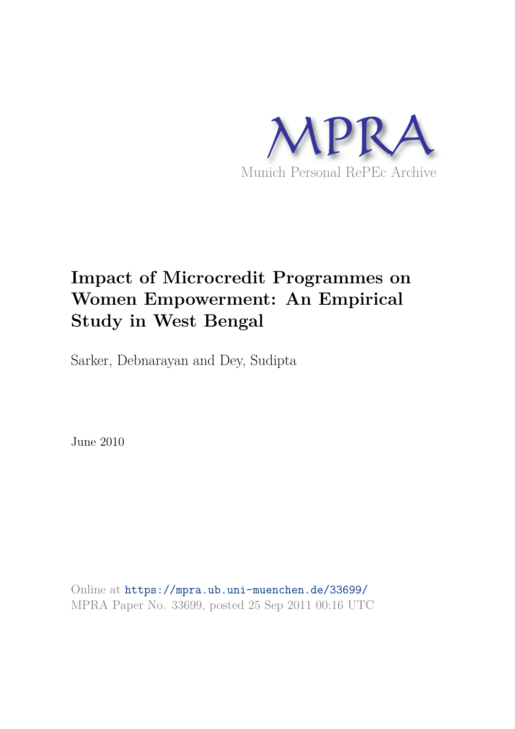MPRA

Munich Personal RePEc Archive

# Impact of Microcredit Programmes on Women Empowerment: An Empirical Study in West Bengal

Sarker, Debnarayan and Dey, Sudipta

June 2010

Online at https://mpra.ub.uni-muenchen.de/33699/
MPRA Paper No. 33699, posted 25 Sep 2011 00:16 UTC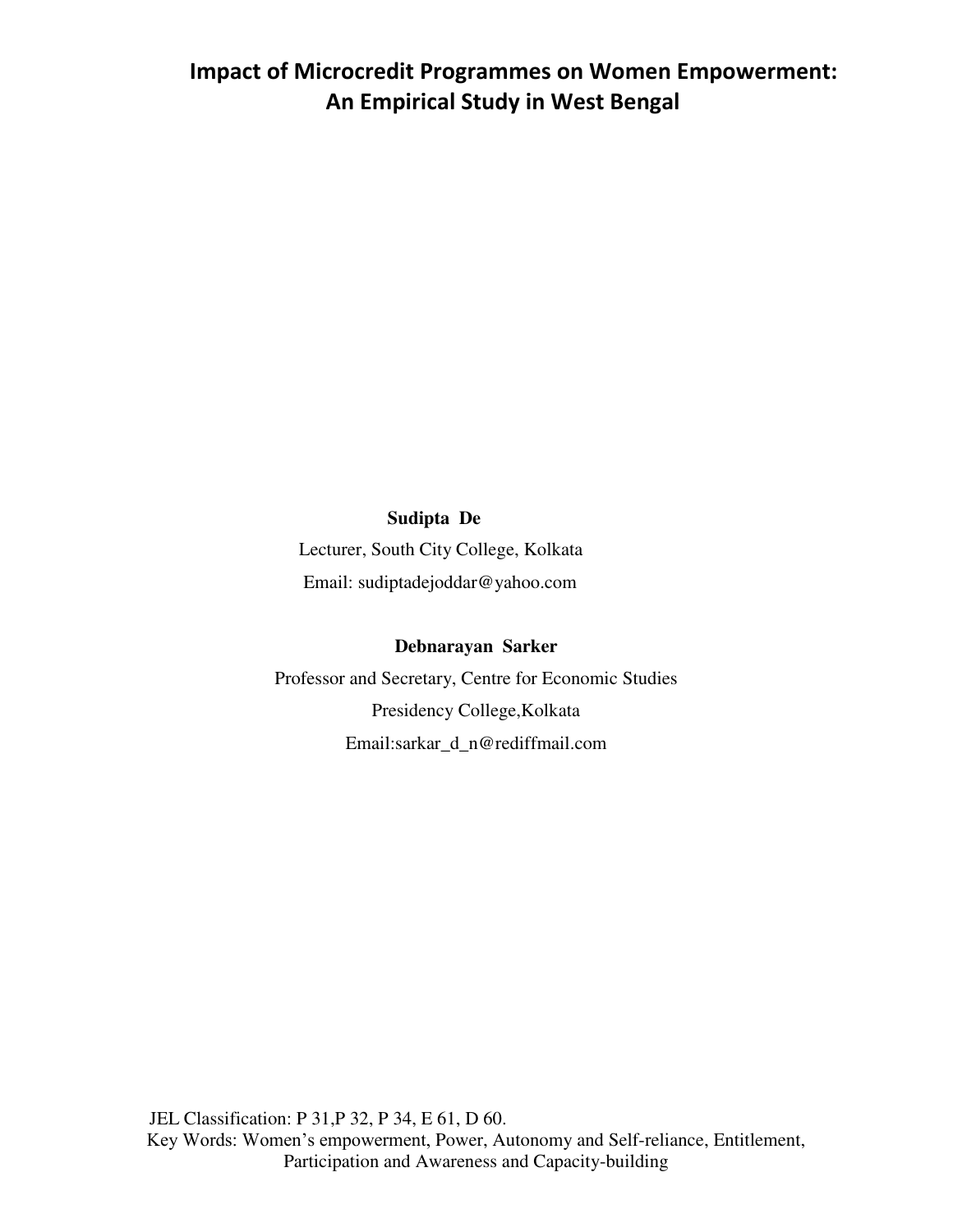# Impact of Microcredit Programmes on Women Empowerment: An Empirical Study in West Bengal

**Sudipta De**

Lecturer, South City College, Kolkata

Email: sudiptadejoddar@yahoo.com

**Debnarayan Sarker**

Professor and Secretary, Centre for Economic Studies

Presidency College,Kolkata

Email:sarkar_d_n@rediffmail.com

JEL Classification: P 31,P 32, P 34, E 61, D 60.

Key Words: Women's empowerment, Power, Autonomy and Self-reliance, Entitlement, Participation and Awareness and Capacity-building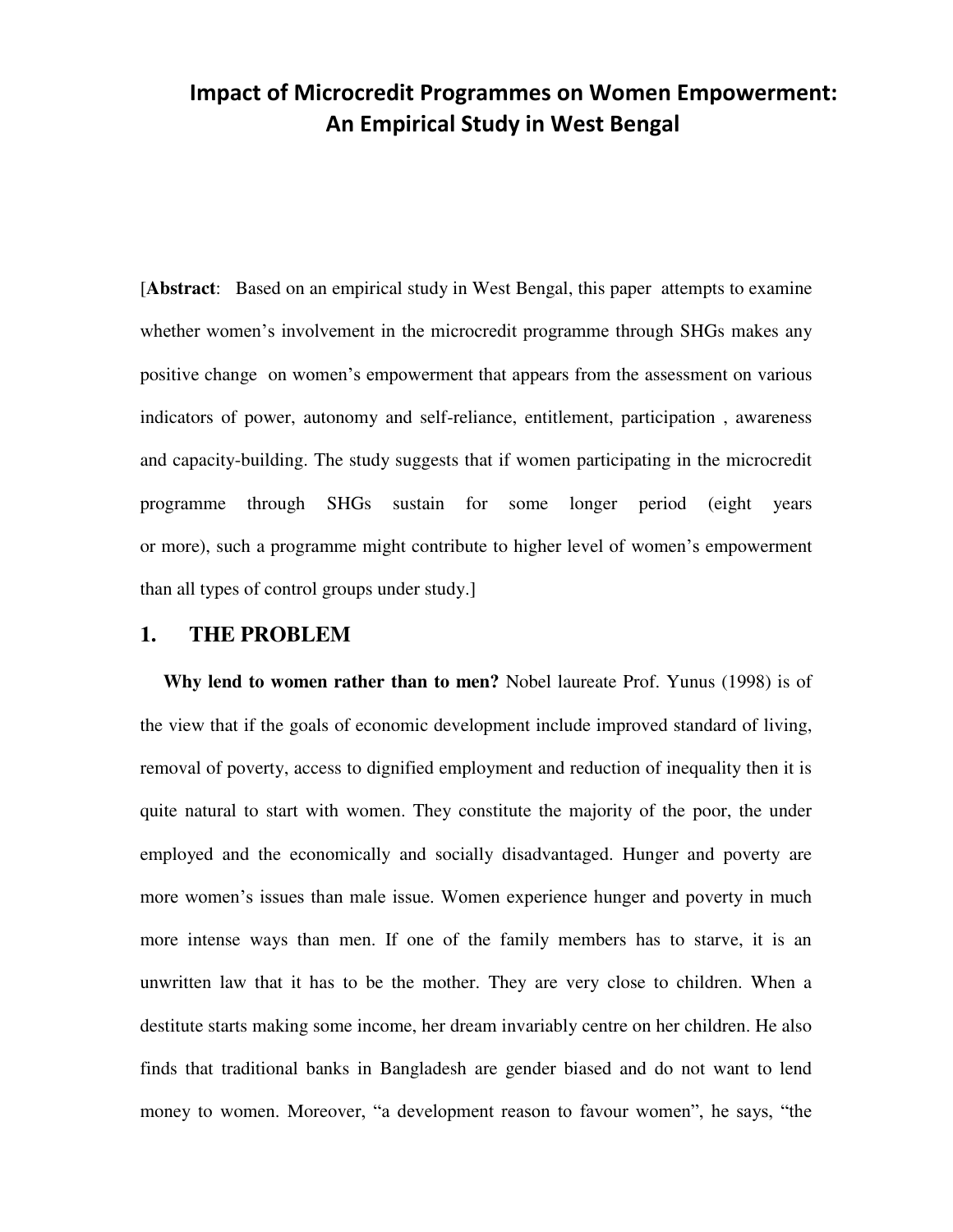# Impact of Microcredit Programmes on Women Empowerment: An Empirical Study in West Bengal

[**Abstract**: Based on an empirical study in West Bengal, this paper attempts to examine whether women's involvement in the microcredit programme through SHGs makes any positive change on women's empowerment that appears from the assessment on various indicators of power, autonomy and self-reliance, entitlement, participation , awareness and capacity-building. The study suggests that if women participating in the microcredit programme through SHGs sustain for some longer period (eight years or more), such a programme might contribute to higher level of women's empowerment than all types of control groups under study.]

## 1. THE PROBLEM

**Why lend to women rather than to men?** Nobel laureate Prof. Yunus (1998) is of the view that if the goals of economic development include improved standard of living, removal of poverty, access to dignified employment and reduction of inequality then it is quite natural to start with women. They constitute the majority of the poor, the under employed and the economically and socially disadvantaged. Hunger and poverty are more women's issues than male issue. Women experience hunger and poverty in much more intense ways than men. If one of the family members has to starve, it is an unwritten law that it has to be the mother. They are very close to children. When a destitute starts making some income, her dream invariably centre on her children. He also finds that traditional banks in Bangladesh are gender biased and do not want to lend money to women. Moreover, "a development reason to favour women", he says, "the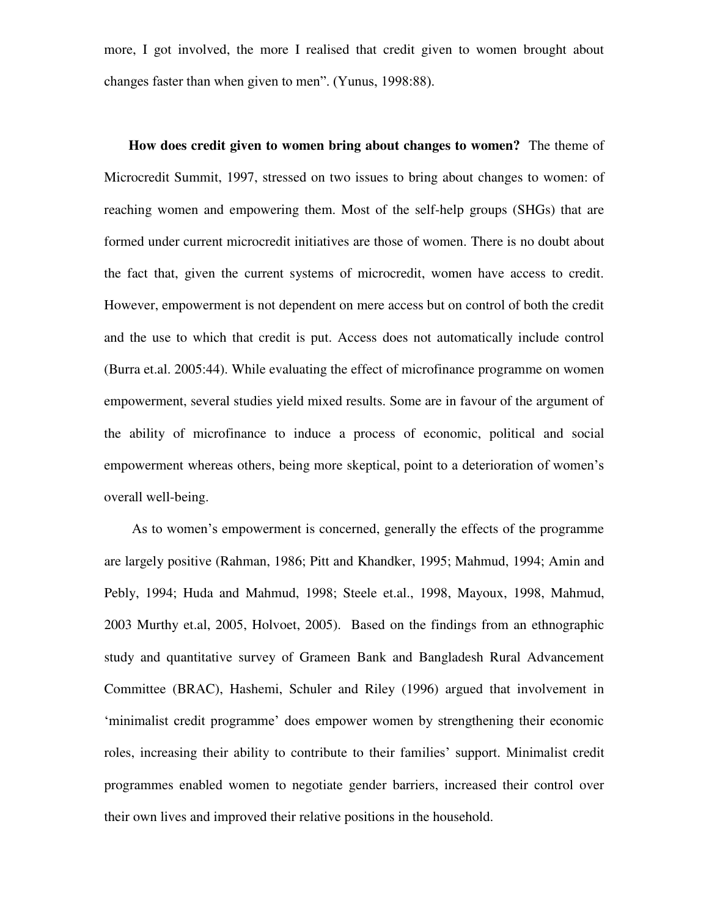more, I got involved, the more I realised that credit given to women brought about changes faster than when given to men". (Yunus, 1998:88).

**How does credit given to women bring about changes to women?** The theme of Microcredit Summit, 1997, stressed on two issues to bring about changes to women: of reaching women and empowering them. Most of the self-help groups (SHGs) that are formed under current microcredit initiatives are those of women. There is no doubt about the fact that, given the current systems of microcredit, women have access to credit. However, empowerment is not dependent on mere access but on control of both the credit and the use to which that credit is put. Access does not automatically include control (Burra et.al. 2005:44). While evaluating the effect of microfinance programme on women empowerment, several studies yield mixed results. Some are in favour of the argument of the ability of microfinance to induce a process of economic, political and social empowerment whereas others, being more skeptical, point to a deterioration of women's overall well-being.

As to women's empowerment is concerned, generally the effects of the programme are largely positive (Rahman, 1986; Pitt and Khandker, 1995; Mahmud, 1994; Amin and Pebly, 1994; Huda and Mahmud, 1998; Steele et.al., 1998, Mayoux, 1998, Mahmud, 2003 Murthy et.al, 2005, Holvoet, 2005). Based on the findings from an ethnographic study and quantitative survey of Grameen Bank and Bangladesh Rural Advancement Committee (BRAC), Hashemi, Schuler and Riley (1996) argued that involvement in 'minimalist credit programme' does empower women by strengthening their economic roles, increasing their ability to contribute to their families' support. Minimalist credit programmes enabled women to negotiate gender barriers, increased their control over their own lives and improved their relative positions in the household.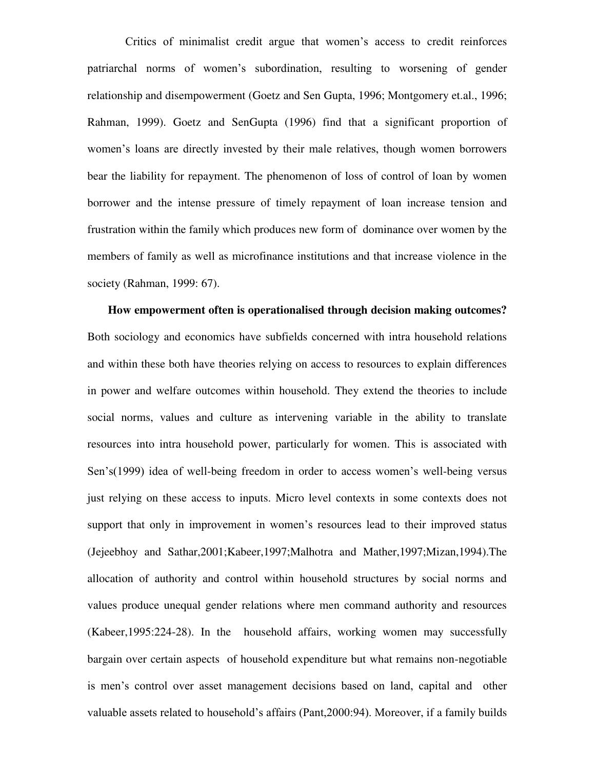Critics of minimalist credit argue that women's access to credit reinforces patriarchal norms of women's subordination, resulting to worsening of gender relationship and disempowerment (Goetz and Sen Gupta, 1996; Montgomery et.al., 1996; Rahman, 1999). Goetz and SenGupta (1996) find that a significant proportion of women's loans are directly invested by their male relatives, though women borrowers bear the liability for repayment. The phenomenon of loss of control of loan by women borrower and the intense pressure of timely repayment of loan increase tension and frustration within the family which produces new form of dominance over women by the members of family as well as microfinance institutions and that increase violence in the society (Rahman, 1999: 67).

**How empowerment often is operationalised through decision making outcomes?** Both sociology and economics have subfields concerned with intra household relations and within these both have theories relying on access to resources to explain differences in power and welfare outcomes within household. They extend the theories to include social norms, values and culture as intervening variable in the ability to translate resources into intra household power, particularly for women. This is associated with Sen's(1999) idea of well-being freedom in order to access women's well-being versus just relying on these access to inputs. Micro level contexts in some contexts does not support that only in improvement in women's resources lead to their improved status (Jejeebhoy and Sathar,2001;Kabeer,1997;Malhotra and Mather,1997;Mizan,1994).The allocation of authority and control within household structures by social norms and values produce unequal gender relations where men command authority and resources (Kabeer,1995:224-28). In the household affairs, working women may successfully bargain over certain aspects of household expenditure but what remains non-negotiable is men's control over asset management decisions based on land, capital and other valuable assets related to household's affairs (Pant,2000:94). Moreover, if a family builds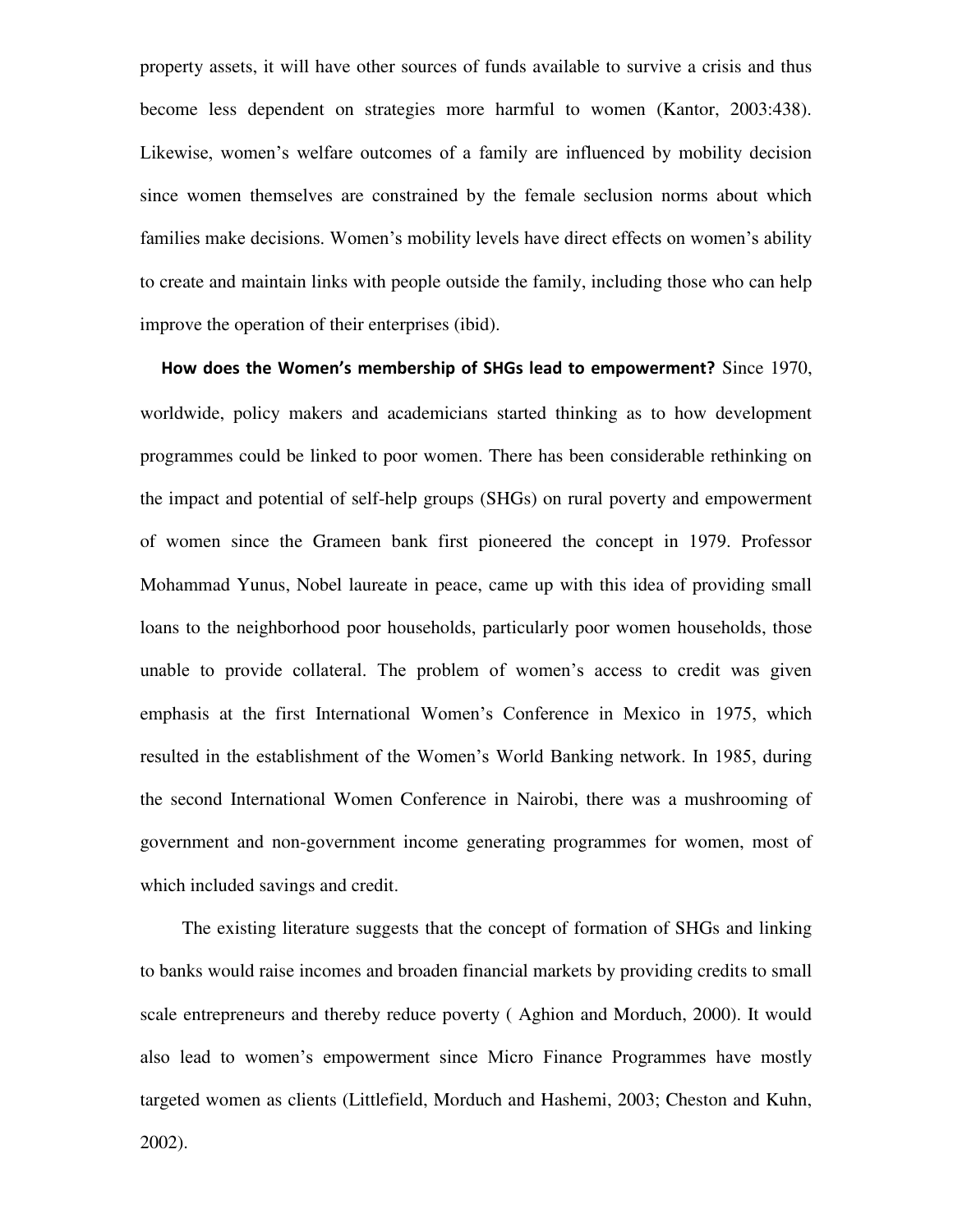property assets, it will have other sources of funds available to survive a crisis and thus become less dependent on strategies more harmful to women (Kantor, 2003:438). Likewise, women's welfare outcomes of a family are influenced by mobility decision since women themselves are constrained by the female seclusion norms about which families make decisions. Women's mobility levels have direct effects on women's ability to create and maintain links with people outside the family, including those who can help improve the operation of their enterprises (ibid).

**How does the Women's membership of SHGs lead to empowerment?** Since 1970, worldwide, policy makers and academicians started thinking as to how development programmes could be linked to poor women. There has been considerable rethinking on the impact and potential of self-help groups (SHGs) on rural poverty and empowerment of women since the Grameen bank first pioneered the concept in 1979. Professor Mohammad Yunus, Nobel laureate in peace, came up with this idea of providing small loans to the neighborhood poor households, particularly poor women households, those unable to provide collateral. The problem of women's access to credit was given emphasis at the first International Women's Conference in Mexico in 1975, which resulted in the establishment of the Women's World Banking network. In 1985, during the second International Women Conference in Nairobi, there was a mushrooming of government and non-government income generating programmes for women, most of which included savings and credit.

The existing literature suggests that the concept of formation of SHGs and linking to banks would raise incomes and broaden financial markets by providing credits to small scale entrepreneurs and thereby reduce poverty ( Aghion and Morduch, 2000). It would also lead to women's empowerment since Micro Finance Programmes have mostly targeted women as clients (Littlefield, Morduch and Hashemi, 2003; Cheston and Kuhn, 2002).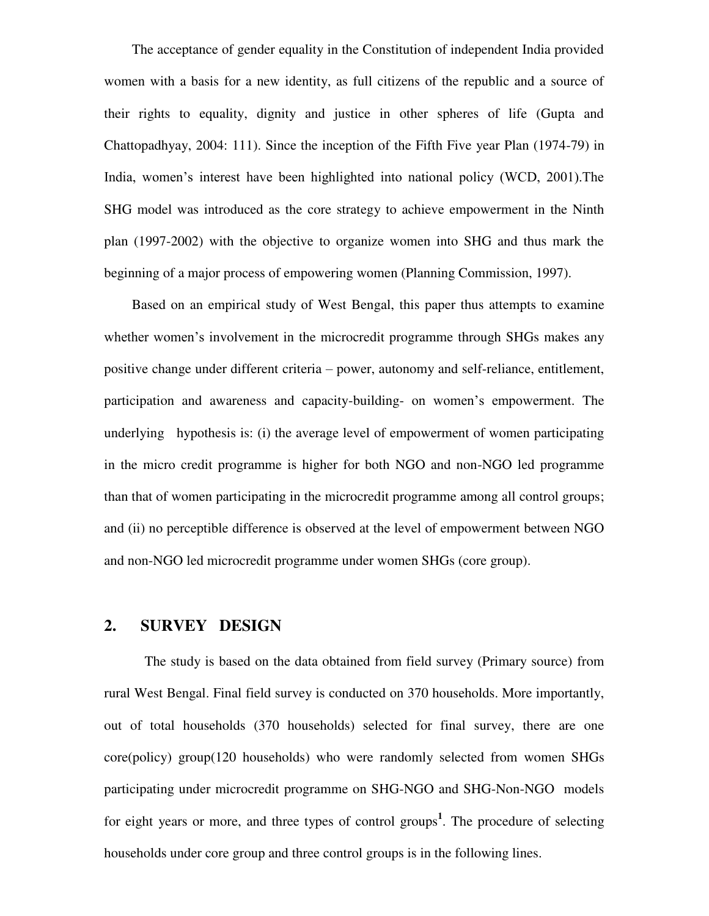The acceptance of gender equality in the Constitution of independent India provided women with a basis for a new identity, as full citizens of the republic and a source of their rights to equality, dignity and justice in other spheres of life (Gupta and Chattopadhyay, 2004: 111). Since the inception of the Fifth Five year Plan (1974-79) in India, women's interest have been highlighted into national policy (WCD, 2001).The SHG model was introduced as the core strategy to achieve empowerment in the Ninth plan (1997-2002) with the objective to organize women into SHG and thus mark the beginning of a major process of empowering women (Planning Commission, 1997).

Based on an empirical study of West Bengal, this paper thus attempts to examine whether women's involvement in the microcredit programme through SHGs makes any positive change under different criteria – power, autonomy and self-reliance, entitlement, participation and awareness and capacity-building- on women's empowerment. The underlying hypothesis is: (i) the average level of empowerment of women participating in the micro credit programme is higher for both NGO and non-NGO led programme than that of women participating in the microcredit programme among all control groups; and (ii) no perceptible difference is observed at the level of empowerment between NGO and non-NGO led microcredit programme under women SHGs (core group).

## 2. SURVEY DESIGN

The study is based on the data obtained from field survey (Primary source) from rural West Bengal. Final field survey is conducted on 370 households. More importantly, out of total households (370 households) selected for final survey, there are one core(policy) group(120 households) who were randomly selected from women SHGs participating under microcredit programme on SHG-NGO and SHG-Non-NGO models for eight years or more, and three types of control groups[1]. The procedure of selecting households under core group and three control groups is in the following lines.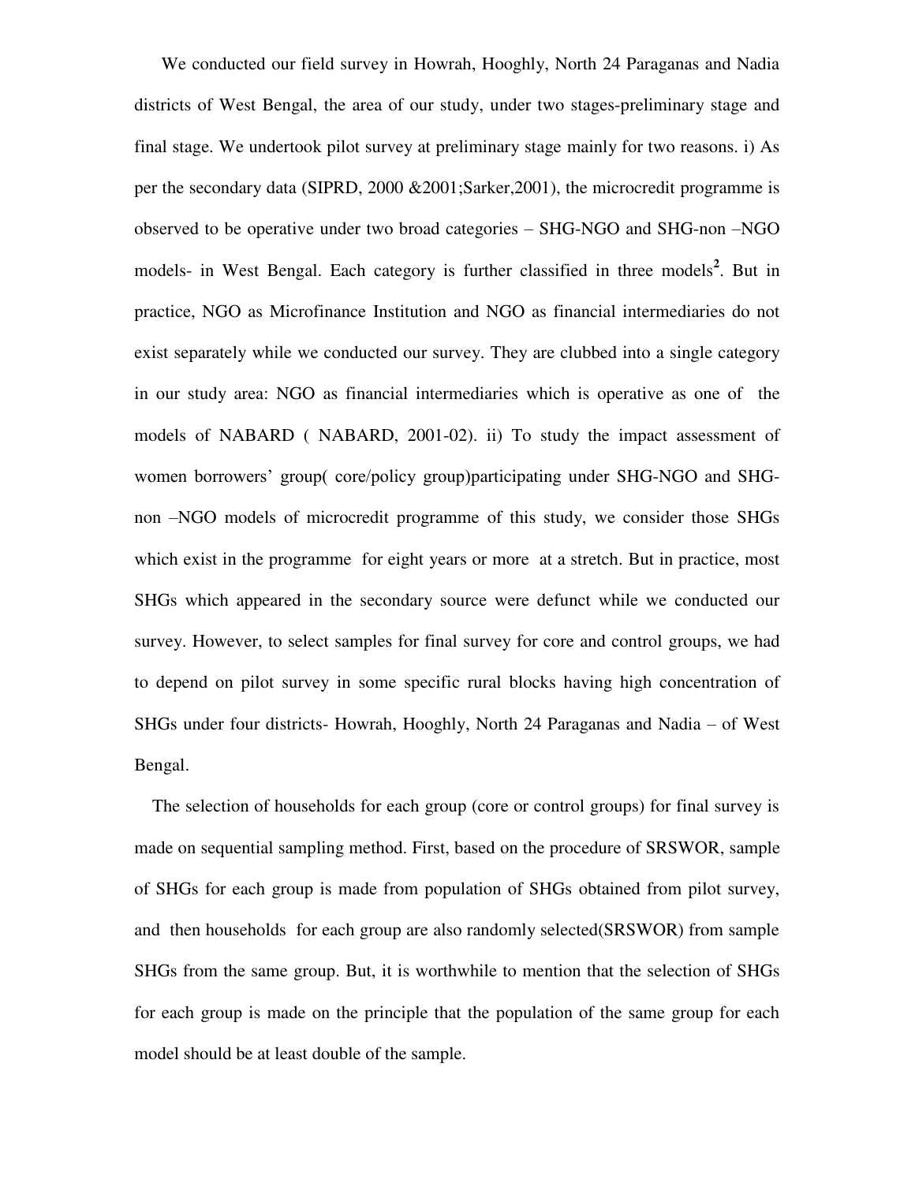We conducted our field survey in Howrah, Hooghly, North 24 Paraganas and Nadia districts of West Bengal, the area of our study, under two stages-preliminary stage and final stage. We undertook pilot survey at preliminary stage mainly for two reasons. i) As per the secondary data (SIPRD, 2000 &2001;Sarker,2001), the microcredit programme is observed to be operative under two broad categories – SHG-NGO and SHG-non –NGO models- in West Bengal. Each category is further classified in three models[2]. But in practice, NGO as Microfinance Institution and NGO as financial intermediaries do not exist separately while we conducted our survey. They are clubbed into a single category in our study area: NGO as financial intermediaries which is operative as one of the models of NABARD ( NABARD, 2001-02). ii) To study the impact assessment of women borrowers' group( core/policy group)participating under SHG-NGO and SHG-non –NGO models of microcredit programme of this study, we consider those SHGs which exist in the programme for eight years or more at a stretch. But in practice, most SHGs which appeared in the secondary source were defunct while we conducted our survey. However, to select samples for final survey for core and control groups, we had to depend on pilot survey in some specific rural blocks having high concentration of SHGs under four districts- Howrah, Hooghly, North 24 Paraganas and Nadia – of West Bengal.

The selection of households for each group (core or control groups) for final survey is made on sequential sampling method. First, based on the procedure of SRSWOR, sample of SHGs for each group is made from population of SHGs obtained from pilot survey, and then households for each group are also randomly selected(SRSWOR) from sample SHGs from the same group. But, it is worthwhile to mention that the selection of SHGs for each group is made on the principle that the population of the same group for each model should be at least double of the sample.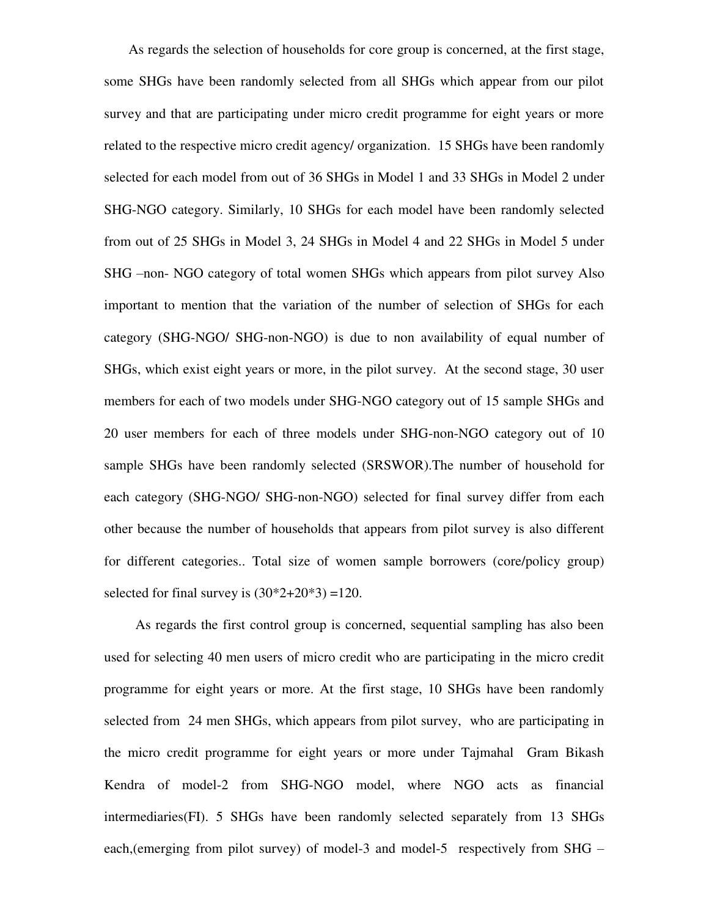As regards the selection of households for core group is concerned, at the first stage, some SHGs have been randomly selected from all SHGs which appear from our pilot survey and that are participating under micro credit programme for eight years or more related to the respective micro credit agency/ organization. 15 SHGs have been randomly selected for each model from out of 36 SHGs in Model 1 and 33 SHGs in Model 2 under SHG-NGO category. Similarly, 10 SHGs for each model have been randomly selected from out of 25 SHGs in Model 3, 24 SHGs in Model 4 and 22 SHGs in Model 5 under SHG –non- NGO category of total women SHGs which appears from pilot survey Also important to mention that the variation of the number of selection of SHGs for each category (SHG-NGO/ SHG-non-NGO) is due to non availability of equal number of SHGs, which exist eight years or more, in the pilot survey. At the second stage, 30 user members for each of two models under SHG-NGO category out of 15 sample SHGs and 20 user members for each of three models under SHG-non-NGO category out of 10 sample SHGs have been randomly selected (SRSWOR).The number of household for each category (SHG-NGO/ SHG-non-NGO) selected for final survey differ from each other because the number of households that appears from pilot survey is also different for different categories.. Total size of women sample borrowers (core/policy group) selected for final survey is (30*2+20*3) =120.

As regards the first control group is concerned, sequential sampling has also been used for selecting 40 men users of micro credit who are participating in the micro credit programme for eight years or more. At the first stage, 10 SHGs have been randomly selected from 24 men SHGs, which appears from pilot survey, who are participating in the micro credit programme for eight years or more under Tajmahal Gram Bikash Kendra of model-2 from SHG-NGO model, where NGO acts as financial intermediaries(FI). 5 SHGs have been randomly selected separately from 13 SHGs each,(emerging from pilot survey) of model-3 and model-5 respectively from SHG –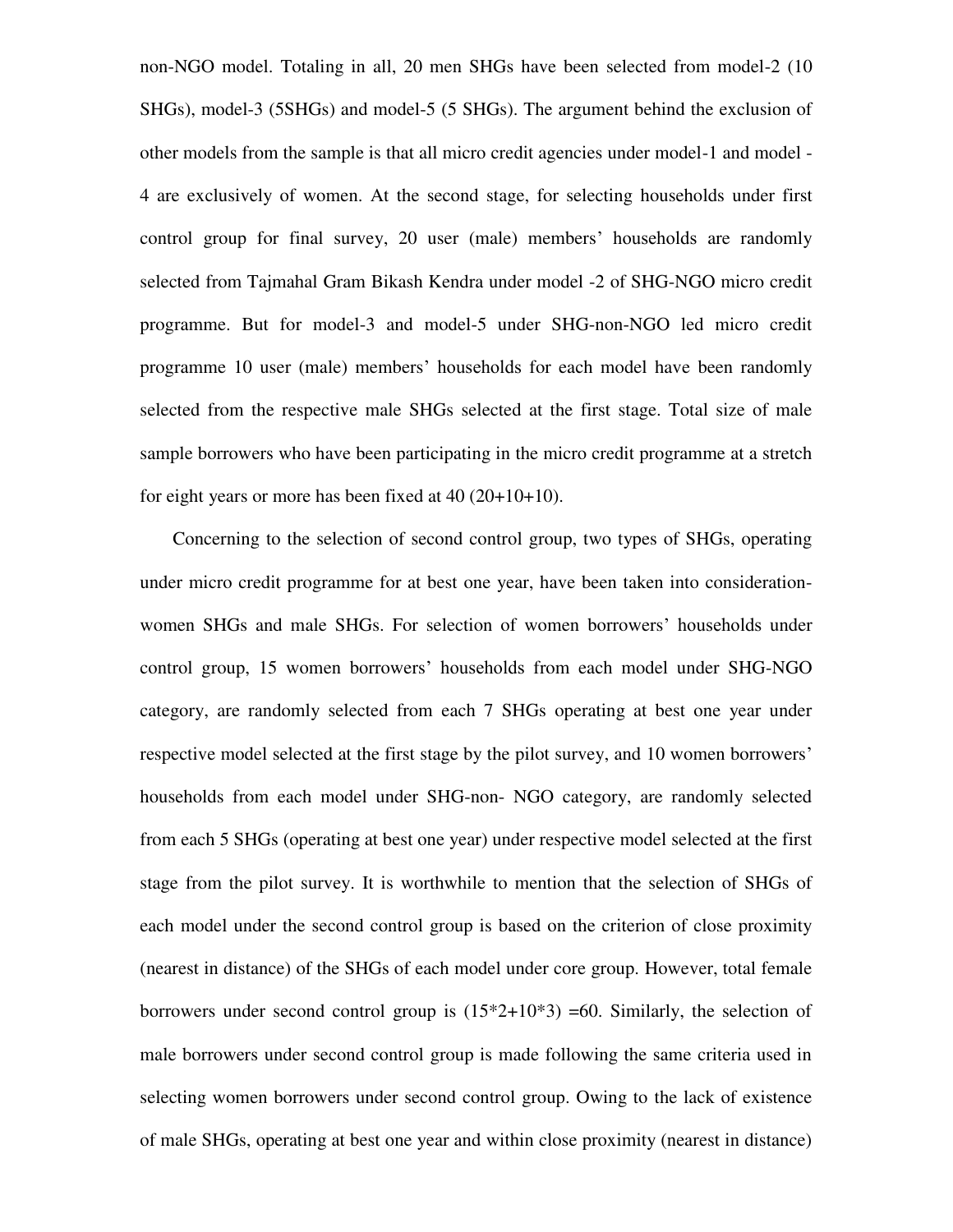non-NGO model. Totaling in all, 20 men SHGs have been selected from model-2 (10 SHGs), model-3 (5SHGs) and model-5 (5 SHGs). The argument behind the exclusion of other models from the sample is that all micro credit agencies under model-1 and model -4 are exclusively of women. At the second stage, for selecting households under first control group for final survey, 20 user (male) members' households are randomly selected from Tajmahal Gram Bikash Kendra under model -2 of SHG-NGO micro credit programme. But for model-3 and model-5 under SHG-non-NGO led micro credit programme 10 user (male) members' households for each model have been randomly selected from the respective male SHGs selected at the first stage. Total size of male sample borrowers who have been participating in the micro credit programme at a stretch for eight years or more has been fixed at 40 (20+10+10).

Concerning to the selection of second control group, two types of SHGs, operating under micro credit programme for at best one year, have been taken into consideration- women SHGs and male SHGs. For selection of women borrowers' households under control group, 15 women borrowers' households from each model under SHG-NGO category, are randomly selected from each 7 SHGs operating at best one year under respective model selected at the first stage by the pilot survey, and 10 women borrowers' households from each model under SHG-non- NGO category, are randomly selected from each 5 SHGs (operating at best one year) under respective model selected at the first stage from the pilot survey. It is worthwhile to mention that the selection of SHGs of each model under the second control group is based on the criterion of close proximity (nearest in distance) of the SHGs of each model under core group. However, total female borrowers under second control group is (15*2+10*3) =60. Similarly, the selection of male borrowers under second control group is made following the same criteria used in selecting women borrowers under second control group. Owing to the lack of existence of male SHGs, operating at best one year and within close proximity (nearest in distance)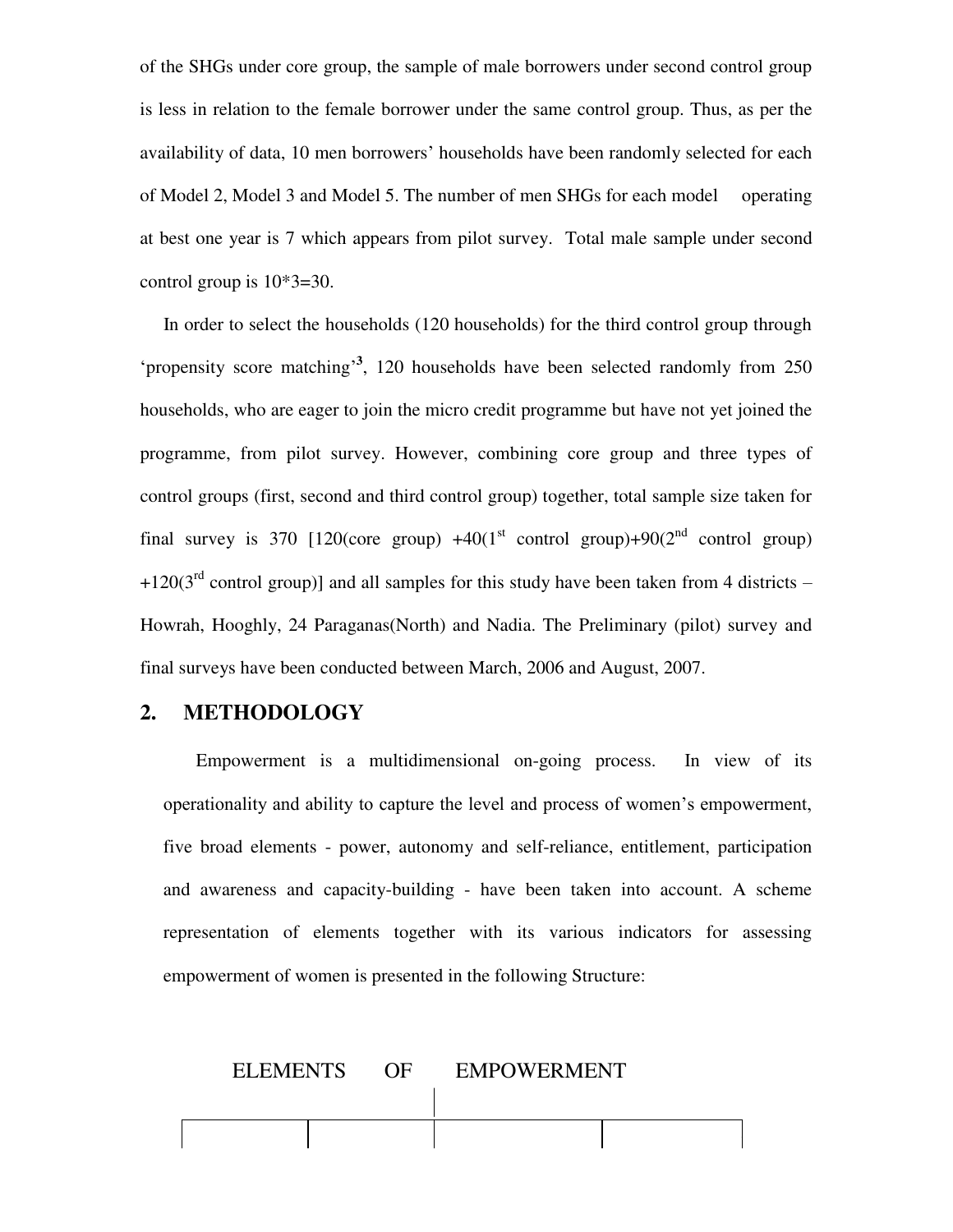of the SHGs under core group, the sample of male borrowers under second control group is less in relation to the female borrower under the same control group. Thus, as per the availability of data, 10 men borrowers' households have been randomly selected for each of Model 2, Model 3 and Model 5. The number of men SHGs for each model operating at best one year is 7 which appears from pilot survey. Total male sample under second control group is 10*3=30.

In order to select the households (120 households) for the third control group through 'propensity score matching'[3], 120 households have been selected randomly from 250 households, who are eager to join the micro credit programme but have not yet joined the programme, from pilot survey. However, combining core group and three types of control groups (first, second and third control group) together, total sample size taken for final survey is 370 [120(core group) +40(1st control group)+90(2nd control group) +120(3rd control group)] and all samples for this study have been taken from 4 districts – Howrah, Hooghly, 24 Paraganas(North) and Nadia. The Preliminary (pilot) survey and final surveys have been conducted between March, 2006 and August, 2007.

## 2. METHODOLOGY

Empowerment is a multidimensional on-going process. In view of its operationality and ability to capture the level and process of women's empowerment, five broad elements - power, autonomy and self-reliance, entitlement, participation and awareness and capacity-building - have been taken into account. A scheme representation of elements together with its various indicators for assessing empowerment of women is presented in the following Structure:

ELEMENTS OF EMPOWERMENT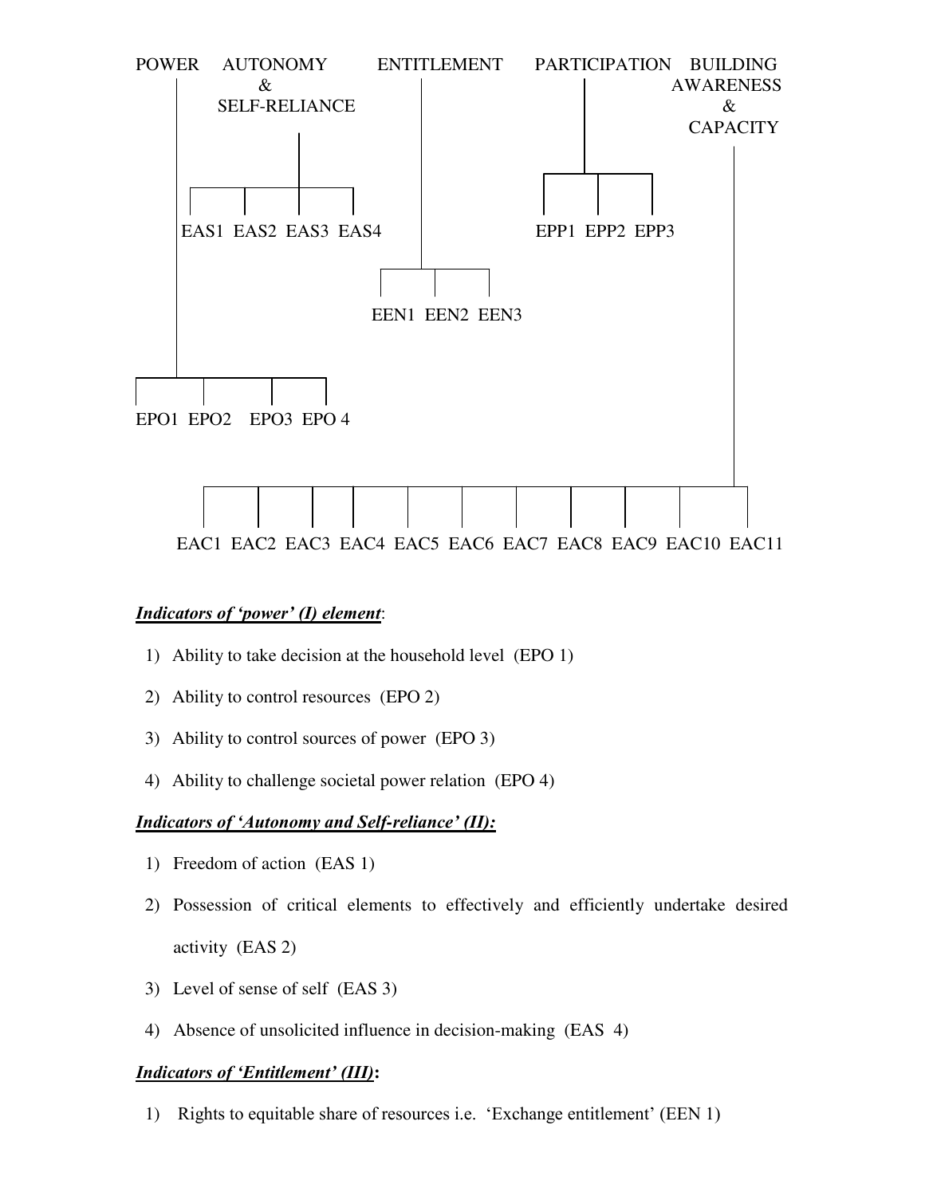POWER AUTONOMY & SELF-RELIANCE ENTITLEMENT PARTICIPATION BUILDING AWARENESS & CAPACITY

EAS1 EAS2 EAS3 EAS4

EPP1 EPP2 EPP3

EEN1 EEN2 EEN3

EPO1 EPO2 EPO3 EPO 4

EAC1 EAC2 EAC3 EAC4 EAC5 EAC6 EAC7 EAC8 EAC9 EAC10 EAC11

***Indicators of 'power' (I) element***:

1) Ability to take decision at the household level (EPO 1)
2) Ability to control resources (EPO 2)
3) Ability to control sources of power (EPO 3)
4) Ability to challenge societal power relation (EPO 4)

***Indicators of 'Autonomy and Self-reliance' (II):***

1) Freedom of action (EAS 1)
2) Possession of critical elements to effectively and efficiently undertake desired activity (EAS 2)
3) Level of sense of self (EAS 3)
4) Absence of unsolicited influence in decision-making (EAS 4)

***Indicators of 'Entitlement' (III)*:**

1) Rights to equitable share of resources i.e. 'Exchange entitlement' (EEN 1)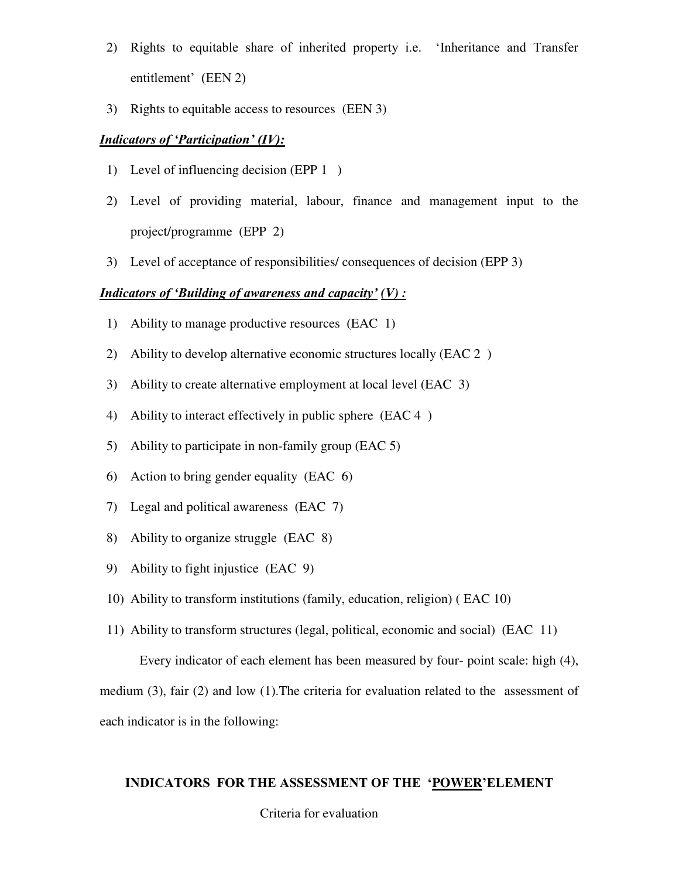2) Rights to equitable share of inherited property i.e. 'Inheritance and Transfer entitlement' (EEN 2)
3) Rights to equitable access to resources (EEN 3)

***Indicators of 'Participation' (IV):***

1) Level of influencing decision (EPP 1 )
2) Level of providing material, labour, finance and management input to the project/programme (EPP 2)
3) Level of acceptance of responsibilities/ consequences of decision (EPP 3)

***Indicators of 'Building of awareness and capacity' (V) :***

1) Ability to manage productive resources (EAC 1)
2) Ability to develop alternative economic structures locally (EAC 2 )
3) Ability to create alternative employment at local level (EAC 3)
4) Ability to interact effectively in public sphere (EAC 4 )
5) Ability to participate in non-family group (EAC 5)
6) Action to bring gender equality (EAC 6)
7) Legal and political awareness (EAC 7)
8) Ability to organize struggle (EAC 8)
9) Ability to fight injustice (EAC 9)
10) Ability to transform institutions (family, education, religion) ( EAC 10)
11) Ability to transform structures (legal, political, economic and social) (EAC 11)

Every indicator of each element has been measured by four- point scale: high (4), medium (3), fair (2) and low (1).The criteria for evaluation related to the assessment of each indicator is in the following:

**INDICATORS FOR THE ASSESSMENT OF THE 'POWER' ELEMENT**

Criteria for evaluation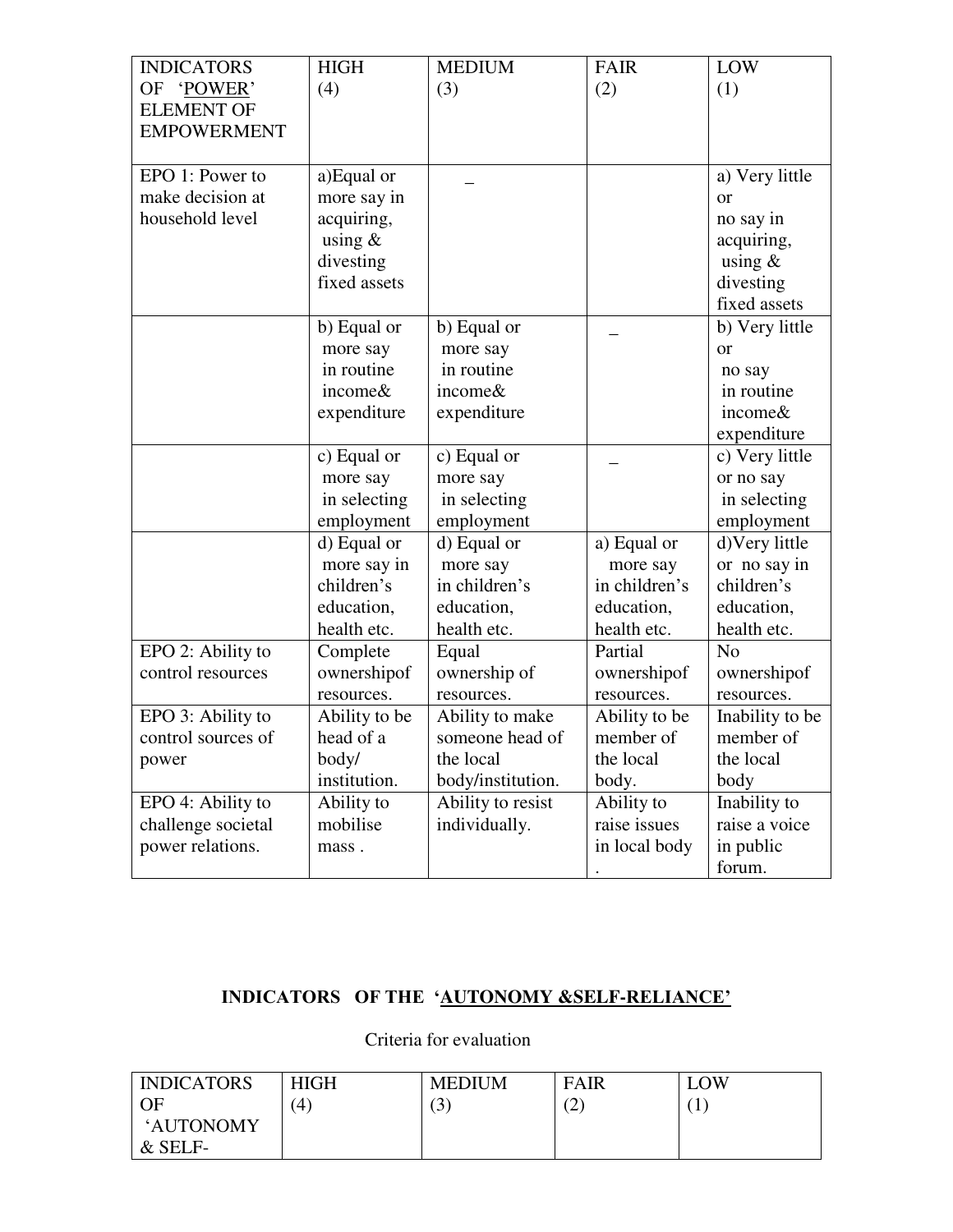| INDICATORS OF 'POWER' ELEMENT OF EMPOWERMENT | HIGH (4) | MEDIUM (3) | FAIR (2) | LOW (1) |
|---|---|---|---|---|
| EPO 1: Power to make decision at household level | a)Equal or more say in acquiring, using & divesting fixed assets | _ | | a) Very little or no say in acquiring, using & divesting fixed assets |
| | b) Equal or more say in routine income& expenditure | b) Equal or more say in routine income& expenditure | _ | b) Very little or no say in routine income& expenditure |
| | c) Equal or more say in selecting employment | c) Equal or more say in selecting employment | _ | c) Very little or no say in selecting employment |
| | d) Equal or more say in children's education, health etc. | d) Equal or more say in children's education, health etc. | a) Equal or more say in children's education, health etc. | d)Very little or no say in children's education, health etc. |
| EPO 2: Ability to control resources | Complete ownershipof resources. | Equal ownership of resources. | Partial ownershipof resources. | No ownershipof resources. |
| EPO 3: Ability to control sources of power | Ability to be head of a body/ institution. | Ability to make someone head of the local body/institution. | Ability to be member of the local body. | Inability to be member of the local body |
| EPO 4: Ability to challenge societal power relations. | Ability to mobilise mass . | Ability to resist individually. | Ability to raise issues in local body . | Inability to raise a voice in public forum. |

## INDICATORS OF THE '<u>AUTONOMY &SELF-RELIANCE</u>'

Criteria for evaluation

| INDICATORS OF 'AUTONOMY & SELF- | HIGH (4) | MEDIUM (3) | FAIR (2) | LOW (1) |
|---|---|---|---|---|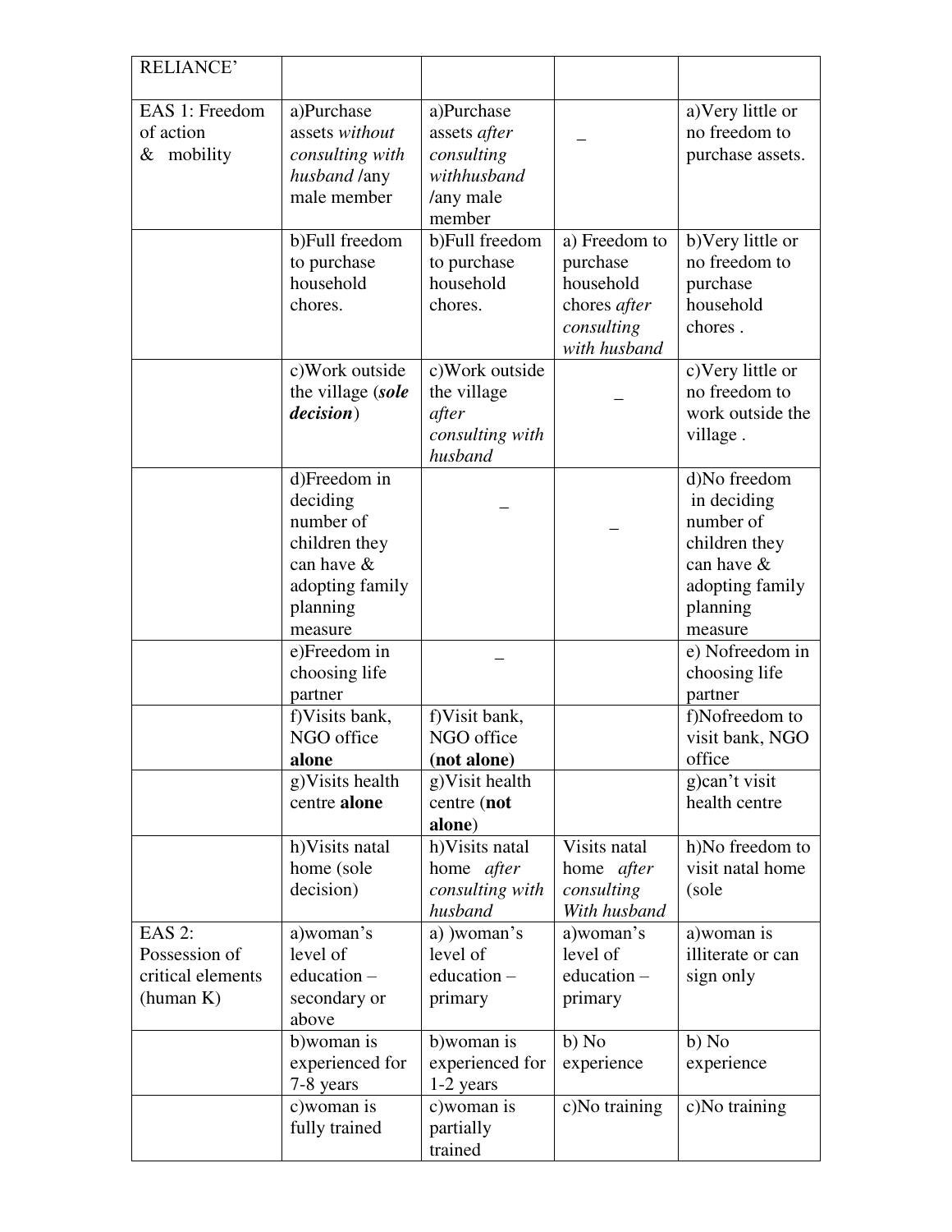| RELIANCE' | | | | |
|---|---|---|---|---|
| EAS 1: Freedom of action & mobility | a)Purchase assets *without consulting with husband* /any male member | a)Purchase assets *after consulting withhusband* /any male member | _ | a)Very little or no freedom to purchase assets. |
| | b)Full freedom to purchase household chores. | b)Full freedom to purchase household chores. | a) Freedom to purchase household chores *after consulting with husband* | b)Very little or no freedom to purchase household chores . |
| | c)Work outside the village (***sole decision***) | c)Work outside the village *after consulting with husband* | _ | c)Very little or no freedom to work outside the village . |
| | d)Freedom in deciding number of children they can have & adopting family planning measure | _ | _ | d)No freedom in deciding number of children they can have & adopting family planning measure |
| | e)Freedom in choosing life partner | _ | | e) Nofreedom in choosing life partner |
| | f)Visits bank, NGO office **alone** | f)Visit bank, NGO office **(not alone)** | | f)Nofreedom to visit bank, NGO office |
| | g)Visits health centre **alone** | g)Visit health centre (**not alone**) | | g)can't visit health centre |
| | h)Visits natal home (sole decision) | h)Visits natal home *after consulting with husband* | Visits natal home *after consulting With husband* | h)No freedom to visit natal home (sole |
| EAS 2: Possession of critical elements (human K) | a)woman's level of education – secondary or above | a) )woman's level of education – primary | a)woman's level of education – primary | a)woman is illiterate or can sign only |
| | b)woman is experienced for 7-8 years | b)woman is experienced for 1-2 years | b) No experience | b) No experience |
| | c)woman is fully trained | c)woman is partially trained | c)No training | c)No training |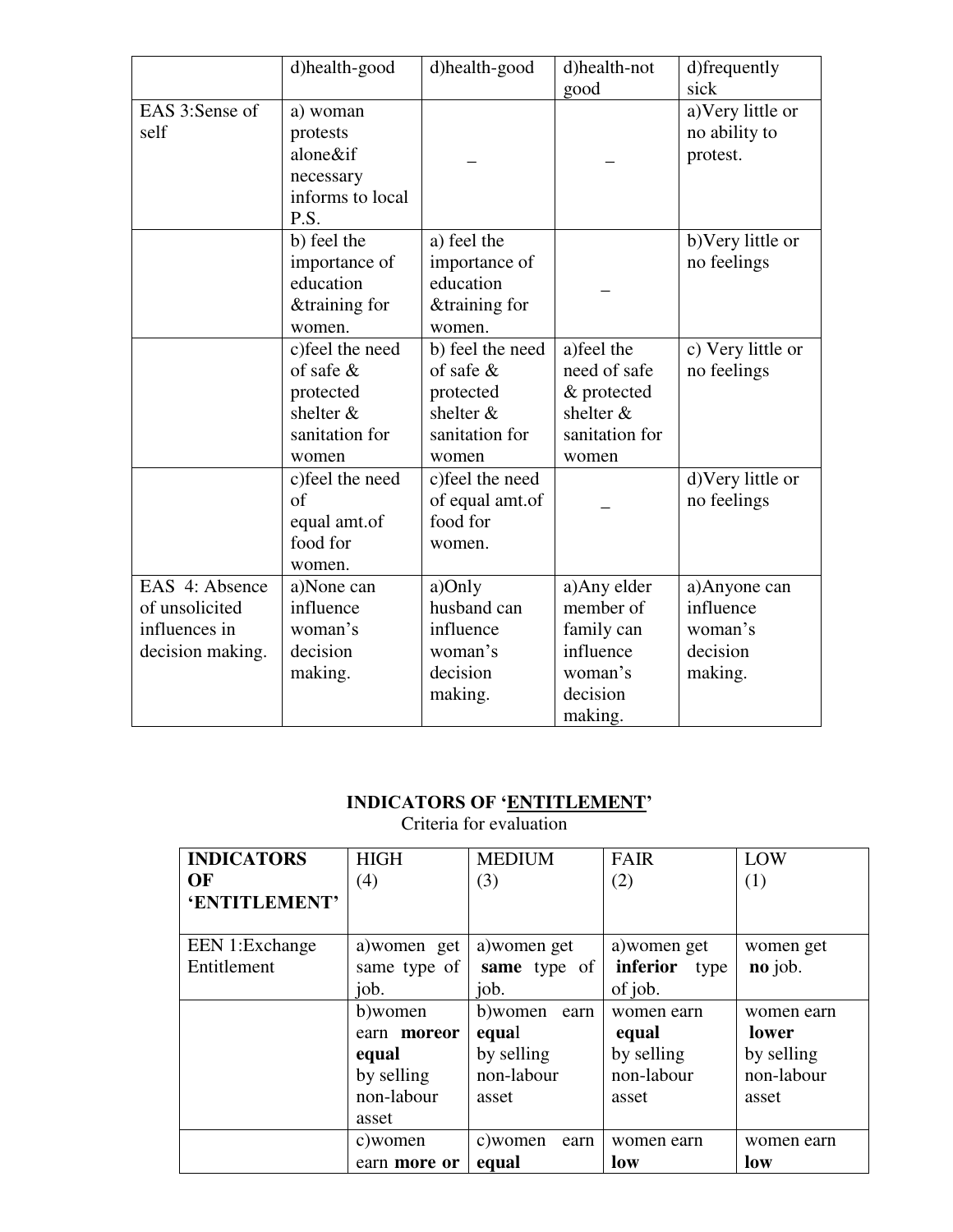|  | d)health-good | d)health-good | d)health-not good | d)frequently sick |
|---|---|---|---|---|
| EAS 3:Sense of self | a) woman protests alone&if necessary informs to local P.S. | _ | _ | a)Very little or no ability to protest. |
|  | b) feel the importance of education &training for women. | a) feel the importance of education &training for women. | _ | b)Very little or no feelings |
|  | c)feel the need of safe & protected shelter & sanitation for women | b) feel the need of safe & protected shelter & sanitation for women | a)feel the need of safe & protected shelter & sanitation for women | c) Very little or no feelings |
|  | c)feel the need of equal amt.of food for women. | c)feel the need of equal amt.of food for women. | _ | d)Very little or no feelings |
| EAS 4: Absence of unsolicited influences in decision making. | a)None can influence woman's decision making. | a)Only husband can influence woman's decision making. | a)Any elder member of family can influence woman's decision making. | a)Anyone can influence woman's decision making. |

**INDICATORS OF 'ENTITLEMENT'**

Criteria for evaluation

| **INDICATORS OF 'ENTITLEMENT'** | HIGH (4) | MEDIUM (3) | FAIR (2) | LOW (1) |
|---|---|---|---|---|
| EEN 1:Exchange Entitlement | a)women get same type of job. | a)women get **same** type of job. | a)women get **inferior** type of job. | women get **no** job. |
|  | b)women earn **moreor equal** by selling non-labour asset | b)women earn **equa**l by selling non-labour asset | women earn **equal** by selling non-labour asset | women earn **lower** by selling non-labour asset |
|  | c)women earn **more or** | c)women earn **equal** | women earn **low** | women earn **low** |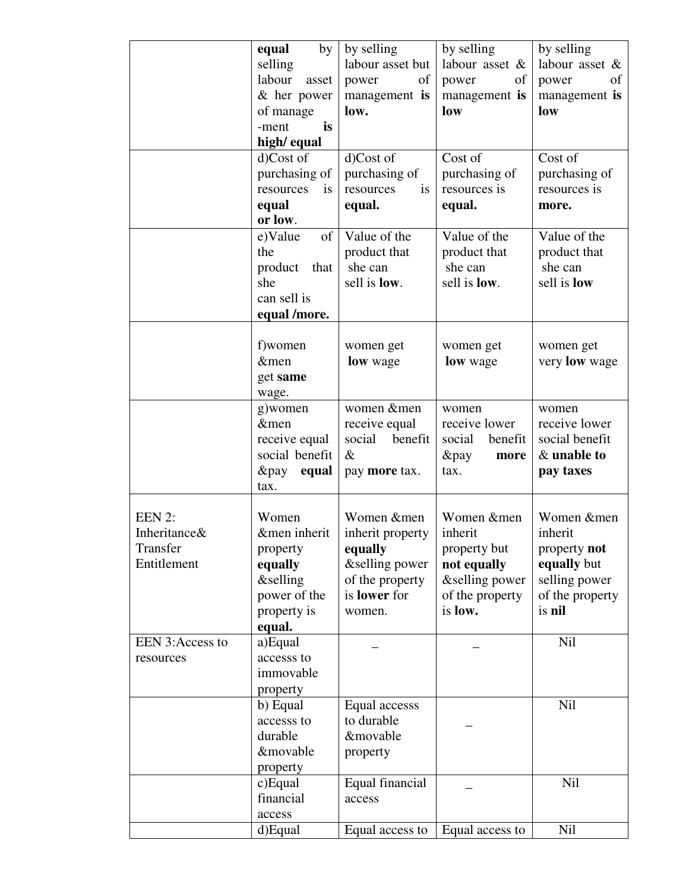| | | | | |
|---|---|---|---|---|
| | **equal** by selling labour asset & her power of manage -ment **is high/ equal** | by selling labour asset but power of management **is low.** | by selling labour asset & power of management **is low** | by selling labour asset & power of management **is low** |
| | d)Cost of purchasing of resources is **equal or low**. | d)Cost of purchasing of resources is **equal.** | Cost of purchasing of resources is **equal.** | Cost of purchasing of resources is **more.** |
| | e)Value of the product that she can sell is **equal /more.** | Value of the product that she can sell is **low**. | Value of the product that she can sell is **low**. | Value of the product that she can sell is **low** |
| | f)women &men get **same** wage. | women get **low** wage | women get **low** wage | women get very **low** wage |
| | g)women &men receive equal social benefit &pay **equal** tax. | women &men receive equal social benefit & pay **more** tax. | women receive lower social benefit &pay **more** tax. | women receive lower social benefit & **unable to pay taxes** |
| EEN 2: Inheritance& Transfer Entitlement | Women &men inherit property **equally** &selling power of the property is **equal.** | Women &men inherit property **equally** &selling power of the property is **lower** for women. | Women &men inherit property but **not equally** &selling power of the property is **low.** | Women &men inherit property **not equally** but selling power of the property is **nil** |
| EEN 3:Access to resources | a)Equal accesss to immovable property | _ | _ | Nil |
| | b) Equal accesss to durable &movable property | Equal accesss to durable &movable property | _ | Nil |
| | c)Equal financial access | Equal financial access | _ | Nil |
| | d)Equal | Equal access to | Equal access to | Nil |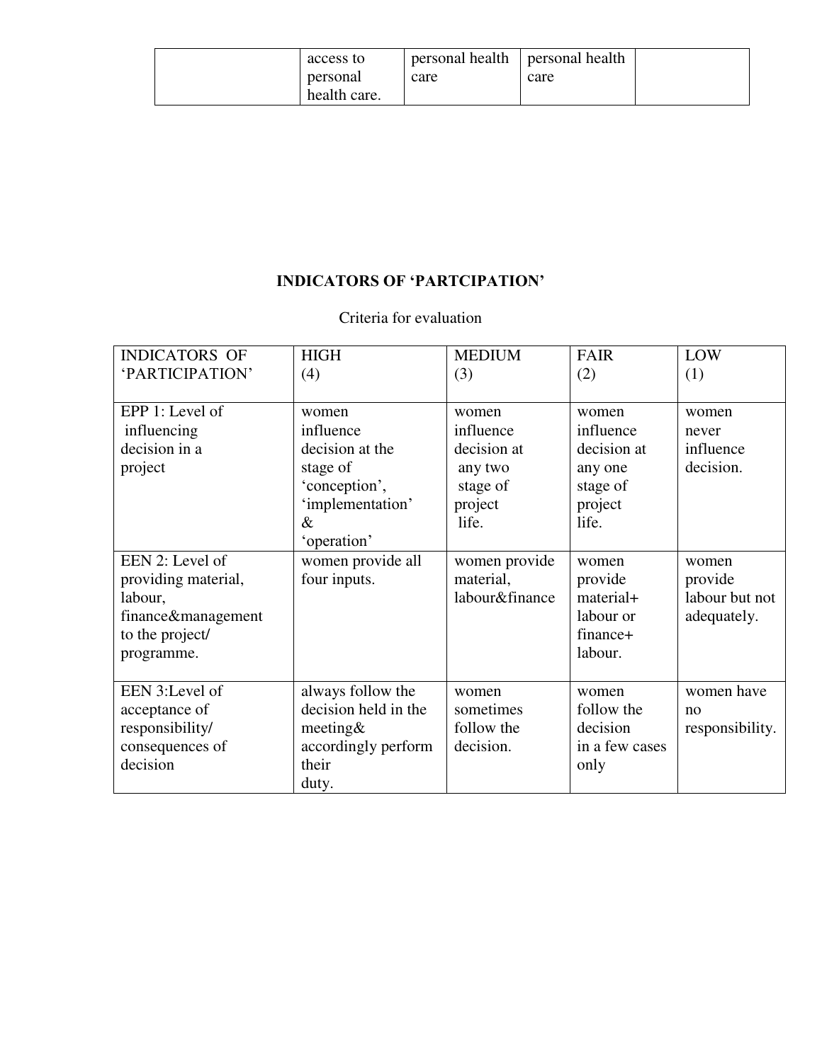|  | access to personal health care. | personal health care | personal health care |  |
|---|---|---|---|---|

## INDICATORS OF 'PARTCIPATION'

Criteria for evaluation

| INDICATORS OF 'PARTICIPATION' | HIGH (4) | MEDIUM (3) | FAIR (2) | LOW (1) |
|---|---|---|---|---|
| EPP 1: Level of influencing decision in a project | women influence decision at the stage of 'conception', 'implementation' & 'operation' | women influence decision at any two stage of project life. | women influence decision at any one stage of project life. | women never influence decision. |
| EEN 2: Level of providing material, labour, finance&management to the project/ programme. | women provide all four inputs. | women provide material, labour&finance | women provide material+ labour or finance+ labour. | women provide labour but not adequately. |
| EEN 3:Level of acceptance of responsibility/ consequences of decision | always follow the decision held in the meeting& accordingly perform their duty. | women sometimes follow the decision. | women follow the decision in a few cases only | women have no responsibility. |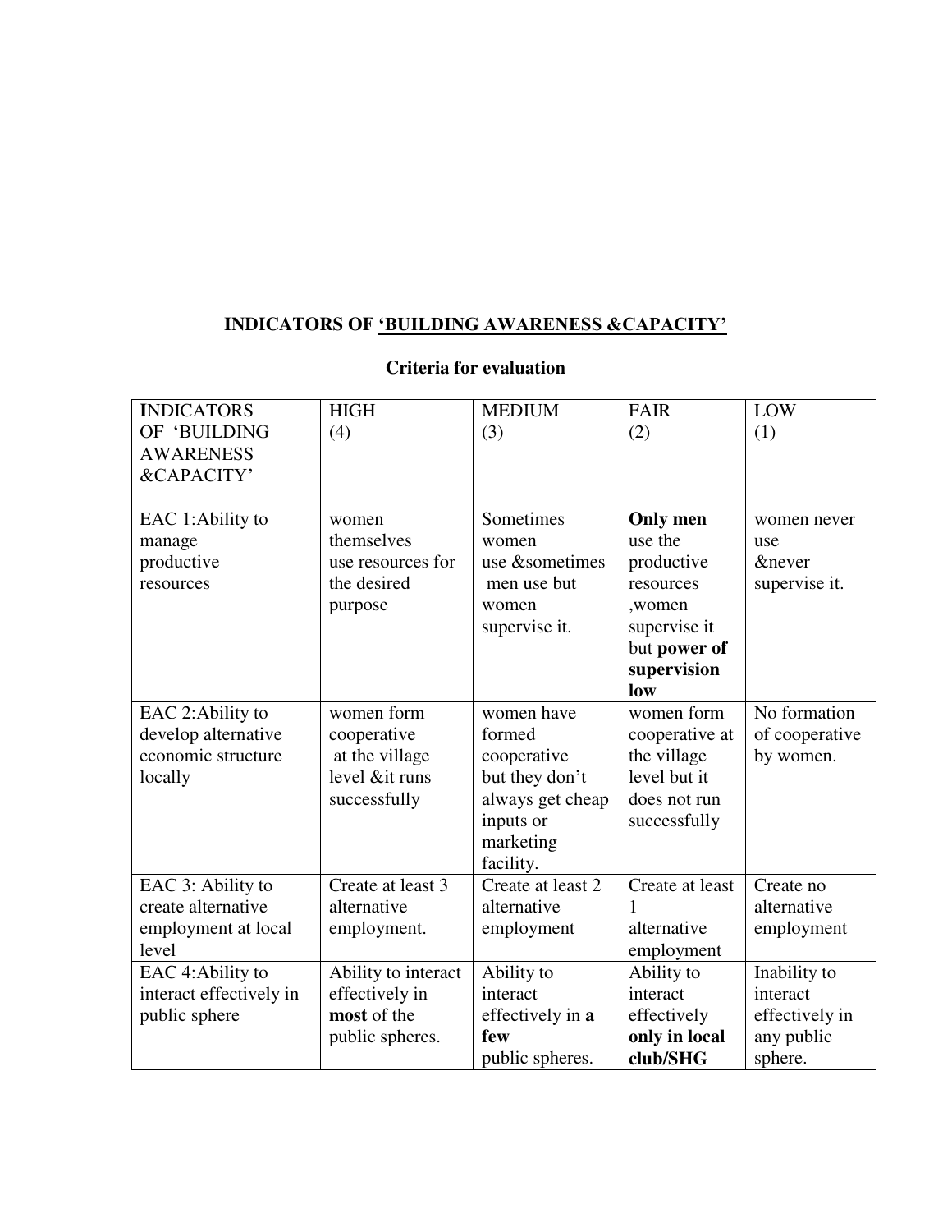**INDICATORS OF 'BUILDING AWARENESS &CAPACITY'**

**Criteria for evaluation**

| INDICATORS OF 'BUILDING AWARENESS &CAPACITY' | HIGH (4) | MEDIUM (3) | FAIR (2) | LOW (1) |
|---|---|---|---|---|
| EAC 1:Ability to manage productive resources | women themselves use resources for the desired purpose | Sometimes women use &sometimes men use but women supervise it. | **Only men** use the productive resources ,women supervise it but **power of supervision low** | women never use &never supervise it. |
| EAC 2:Ability to develop alternative economic structure locally | women form cooperative at the village level &it runs successfully | women have formed cooperative but they don't always get cheap inputs or marketing facility. | women form cooperative at the village level but it does not run successfully | No formation of cooperative by women. |
| EAC 3: Ability to create alternative employment at local level | Create at least 3 alternative employment. | Create at least 2 alternative employment | Create at least 1 alternative employment | Create no alternative employment |
| EAC 4:Ability to interact effectively in public sphere | Ability to interact effectively in **most** of the public spheres. | Ability to interact effectively in **a few** public spheres. | Ability to interact effectively **only in local club/SHG** | Inability to interact effectively in any public sphere. |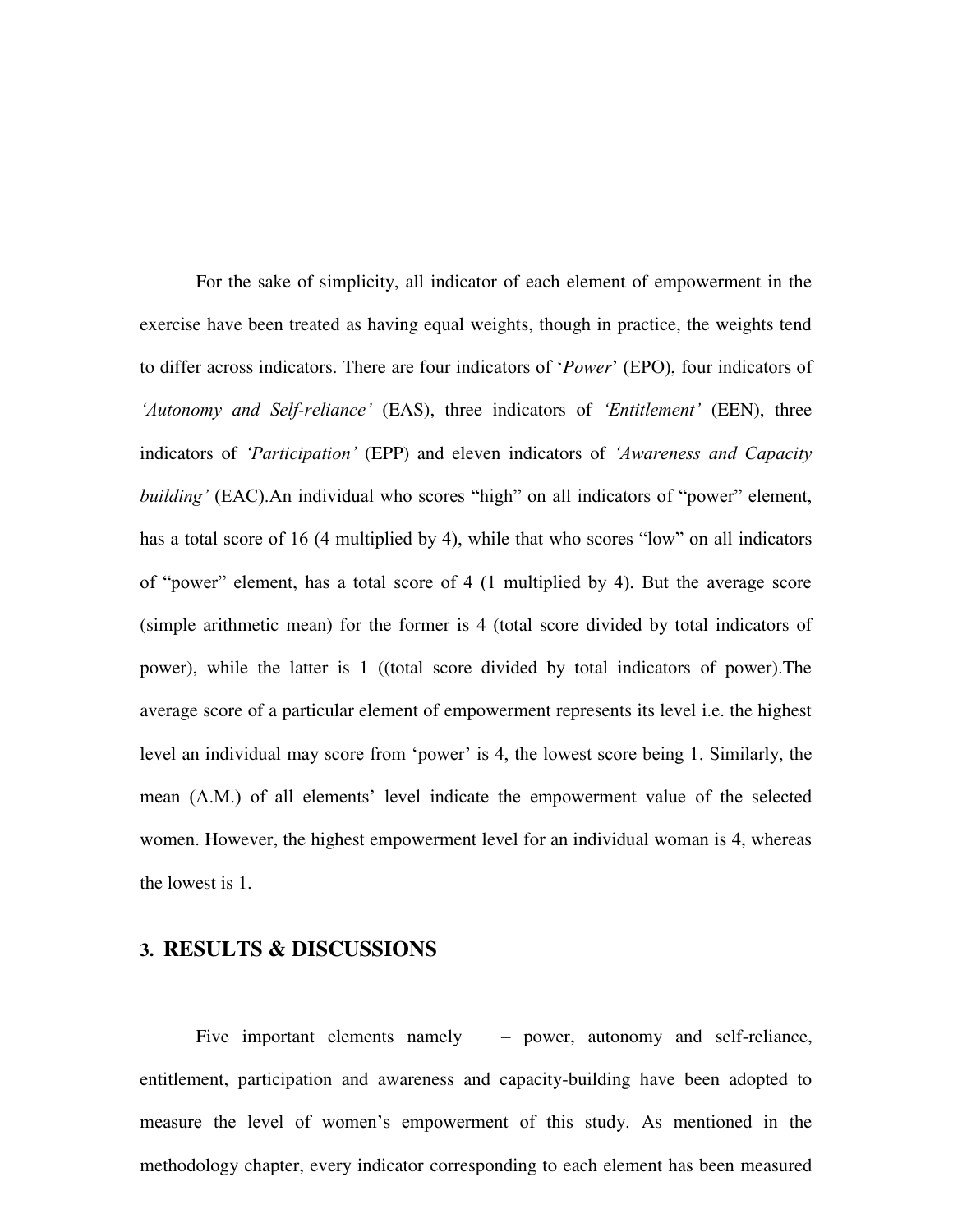For the sake of simplicity, all indicator of each element of empowerment in the exercise have been treated as having equal weights, though in practice, the weights tend to differ across indicators. There are four indicators of '*Power*' (EPO), four indicators of *'Autonomy and Self-reliance'* (EAS), three indicators of *'Entitlement'* (EEN), three indicators of *'Participation'* (EPP) and eleven indicators of *'Awareness and Capacity building'* (EAC).An individual who scores "high" on all indicators of "power" element, has a total score of 16 (4 multiplied by 4), while that who scores "low" on all indicators of "power" element, has a total score of 4 (1 multiplied by 4). But the average score (simple arithmetic mean) for the former is 4 (total score divided by total indicators of power), while the latter is 1 ((total score divided by total indicators of power).The average score of a particular element of empowerment represents its level i.e. the highest level an individual may score from 'power' is 4, the lowest score being 1. Similarly, the mean (A.M.) of all elements' level indicate the empowerment value of the selected women. However, the highest empowerment level for an individual woman is 4, whereas the lowest is 1.

## 3. RESULTS & DISCUSSIONS

Five important elements namely – power, autonomy and self-reliance, entitlement, participation and awareness and capacity-building have been adopted to measure the level of women's empowerment of this study. As mentioned in the methodology chapter, every indicator corresponding to each element has been measured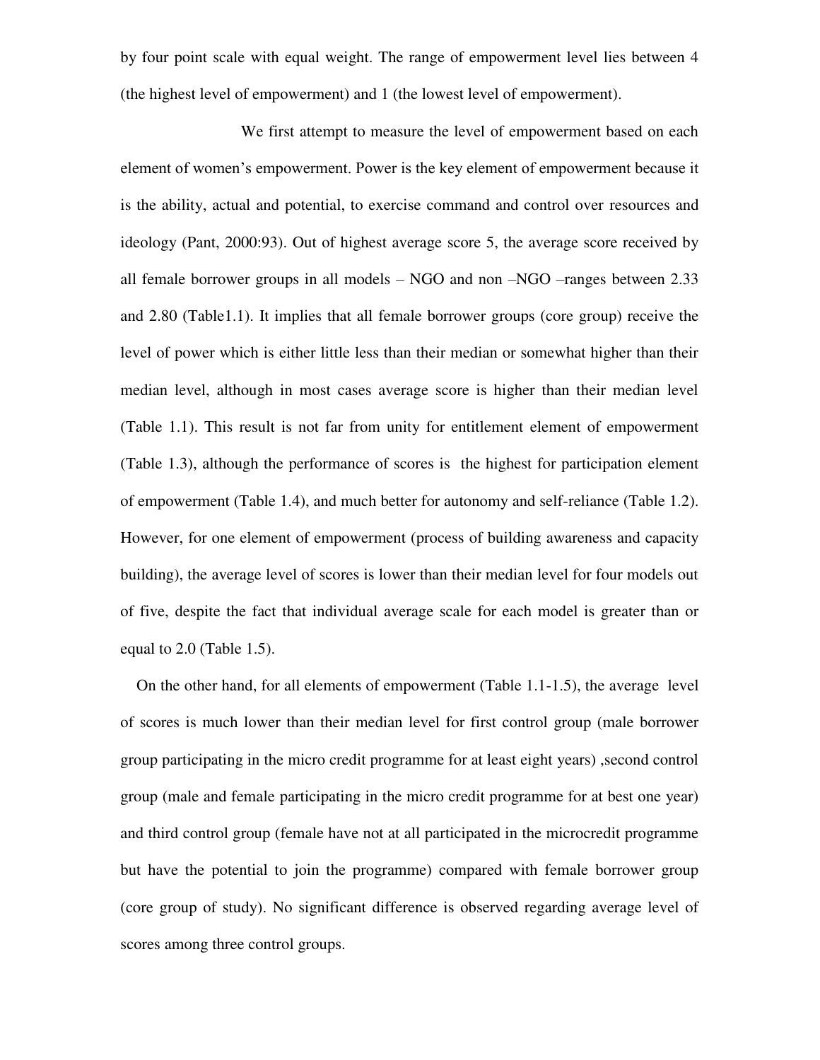by four point scale with equal weight. The range of empowerment level lies between 4 (the highest level of empowerment) and 1 (the lowest level of empowerment).

We first attempt to measure the level of empowerment based on each element of women's empowerment. Power is the key element of empowerment because it is the ability, actual and potential, to exercise command and control over resources and ideology (Pant, 2000:93). Out of highest average score 5, the average score received by all female borrower groups in all models – NGO and non –NGO –ranges between 2.33 and 2.80 (Table1.1). It implies that all female borrower groups (core group) receive the level of power which is either little less than their median or somewhat higher than their median level, although in most cases average score is higher than their median level (Table 1.1). This result is not far from unity for entitlement element of empowerment (Table 1.3), although the performance of scores is the highest for participation element of empowerment (Table 1.4), and much better for autonomy and self-reliance (Table 1.2). However, for one element of empowerment (process of building awareness and capacity building), the average level of scores is lower than their median level for four models out of five, despite the fact that individual average scale for each model is greater than or equal to 2.0 (Table 1.5).

On the other hand, for all elements of empowerment (Table 1.1-1.5), the average level of scores is much lower than their median level for first control group (male borrower group participating in the micro credit programme for at least eight years) ,second control group (male and female participating in the micro credit programme for at best one year) and third control group (female have not at all participated in the microcredit programme but have the potential to join the programme) compared with female borrower group (core group of study). No significant difference is observed regarding average level of scores among three control groups.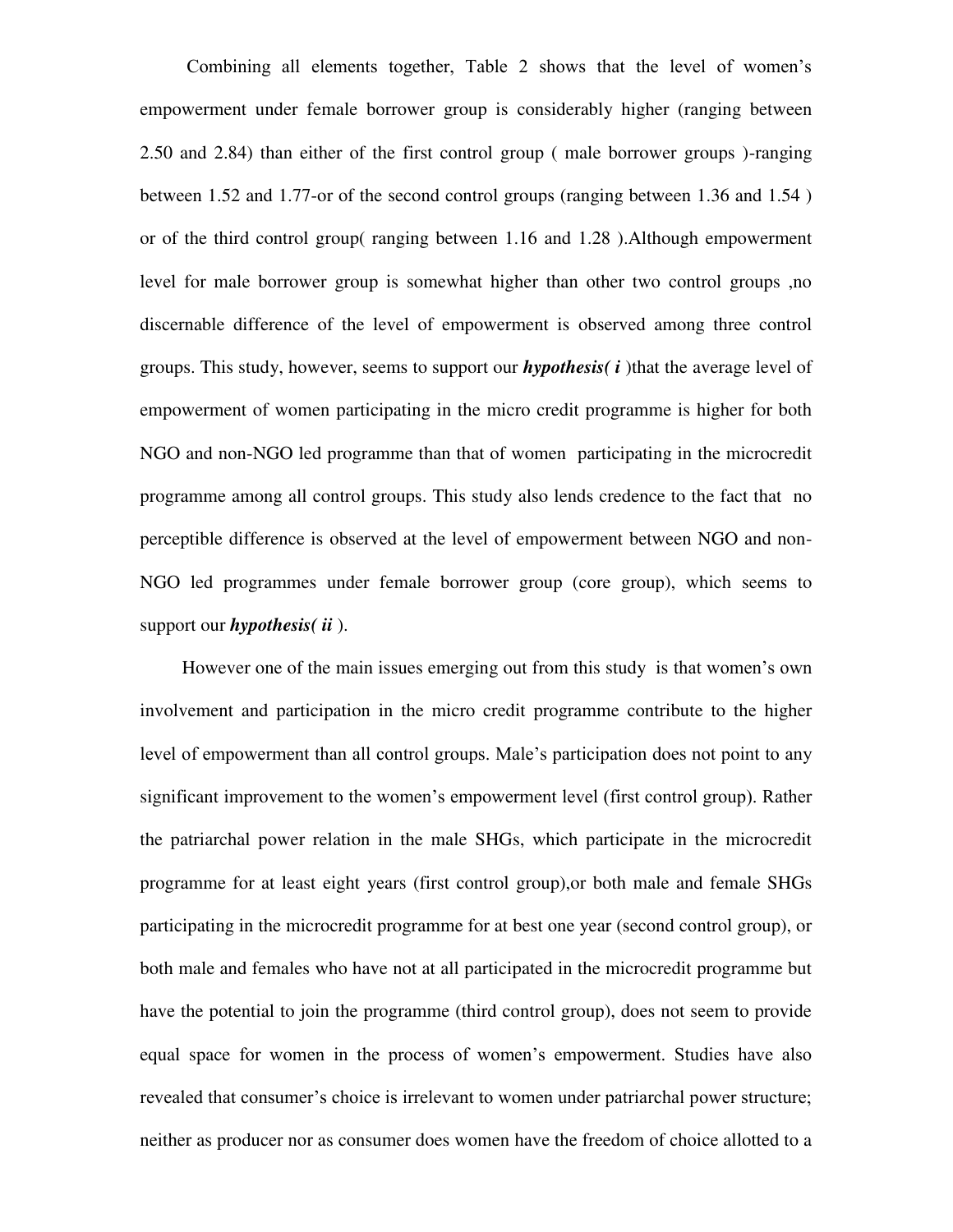Combining all elements together, Table 2 shows that the level of women's empowerment under female borrower group is considerably higher (ranging between 2.50 and 2.84) than either of the first control group ( male borrower groups )-ranging between 1.52 and 1.77-or of the second control groups (ranging between 1.36 and 1.54 ) or of the third control group( ranging between 1.16 and 1.28 ).Although empowerment level for male borrower group is somewhat higher than other two control groups ,no discernable difference of the level of empowerment is observed among three control groups. This study, however, seems to support our ***hypothesis( i*** )that the average level of empowerment of women participating in the micro credit programme is higher for both NGO and non-NGO led programme than that of women participating in the microcredit programme among all control groups. This study also lends credence to the fact that no perceptible difference is observed at the level of empowerment between NGO and non-NGO led programmes under female borrower group (core group), which seems to support our ***hypothesis( ii*** ).

However one of the main issues emerging out from this study is that women's own involvement and participation in the micro credit programme contribute to the higher level of empowerment than all control groups. Male's participation does not point to any significant improvement to the women's empowerment level (first control group). Rather the patriarchal power relation in the male SHGs, which participate in the microcredit programme for at least eight years (first control group),or both male and female SHGs participating in the microcredit programme for at best one year (second control group), or both male and females who have not at all participated in the microcredit programme but have the potential to join the programme (third control group), does not seem to provide equal space for women in the process of women's empowerment. Studies have also revealed that consumer's choice is irrelevant to women under patriarchal power structure; neither as producer nor as consumer does women have the freedom of choice allotted to a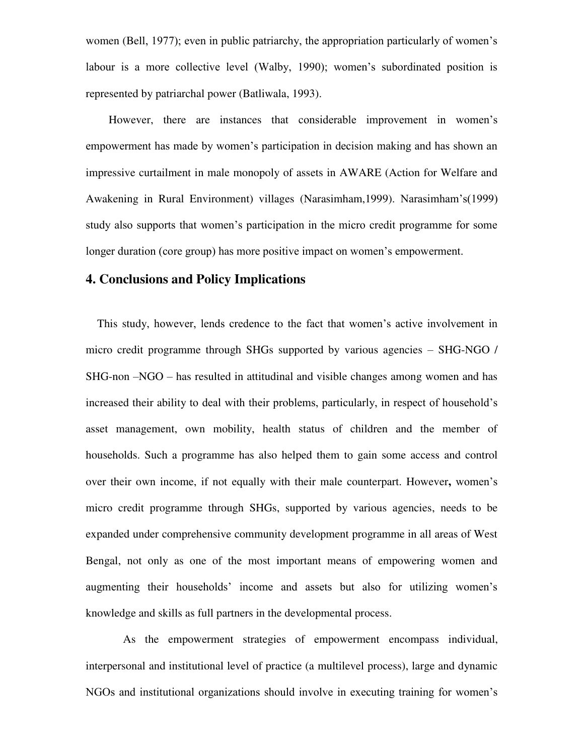women (Bell, 1977); even in public patriarchy, the appropriation particularly of women's labour is a more collective level (Walby, 1990); women's subordinated position is represented by patriarchal power (Batliwala, 1993).

However, there are instances that considerable improvement in women's empowerment has made by women's participation in decision making and has shown an impressive curtailment in male monopoly of assets in AWARE (Action for Welfare and Awakening in Rural Environment) villages (Narasimham,1999). Narasimham's(1999) study also supports that women's participation in the micro credit programme for some longer duration (core group) has more positive impact on women's empowerment.

## 4. Conclusions and Policy Implications

This study, however, lends credence to the fact that women's active involvement in micro credit programme through SHGs supported by various agencies – SHG-NGO / SHG-non –NGO – has resulted in attitudinal and visible changes among women and has increased their ability to deal with their problems, particularly, in respect of household's asset management, own mobility, health status of children and the member of households. Such a programme has also helped them to gain some access and control over their own income, if not equally with their male counterpart. However**,** women's micro credit programme through SHGs, supported by various agencies, needs to be expanded under comprehensive community development programme in all areas of West Bengal, not only as one of the most important means of empowering women and augmenting their households' income and assets but also for utilizing women's knowledge and skills as full partners in the developmental process.

As the empowerment strategies of empowerment encompass individual, interpersonal and institutional level of practice (a multilevel process), large and dynamic NGOs and institutional organizations should involve in executing training for women's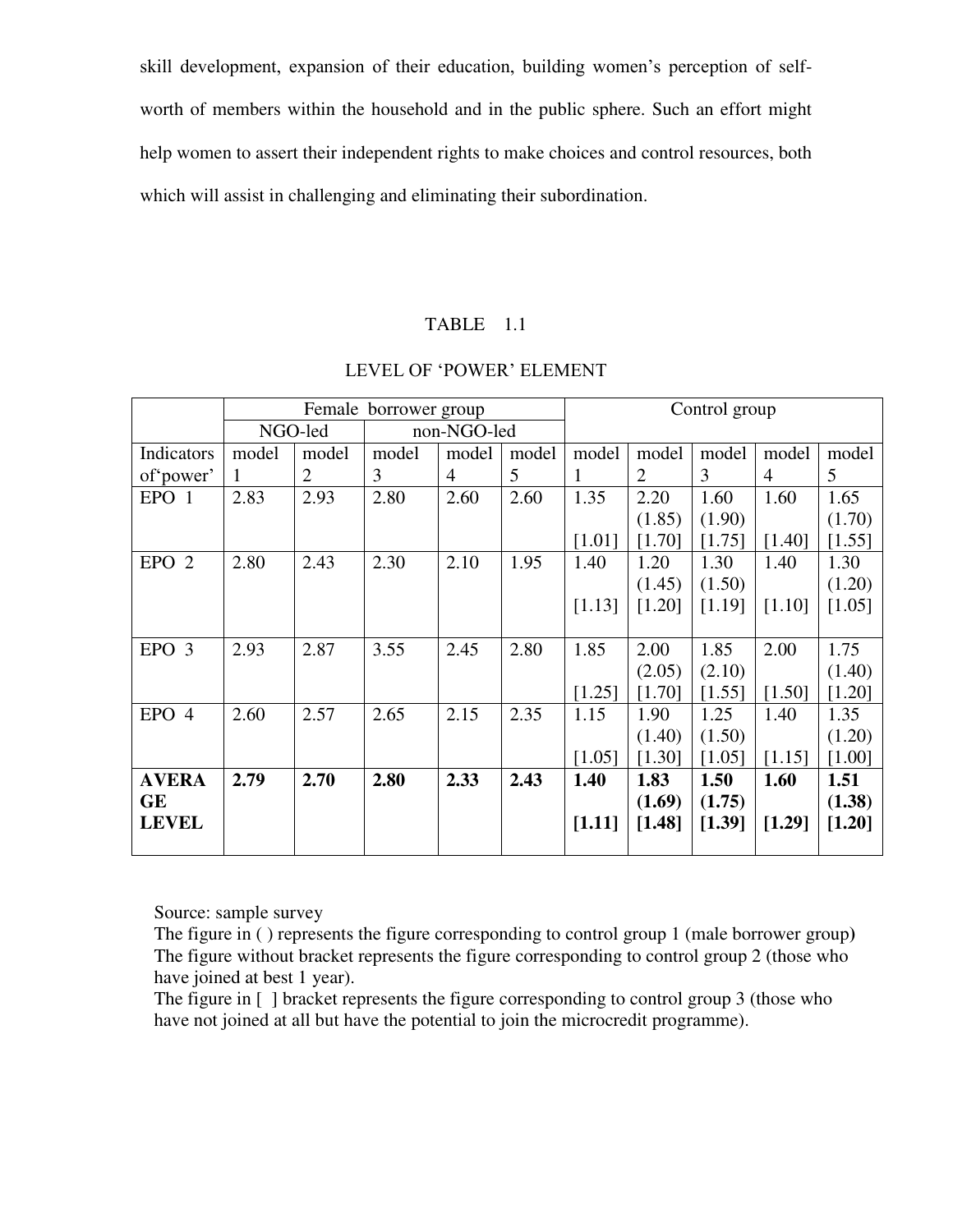skill development, expansion of their education, building women's perception of self-worth of members within the household and in the public sphere. Such an effort might help women to assert their independent rights to make choices and control resources, both which will assist in challenging and eliminating their subordination.

TABLE 1.1

LEVEL OF 'POWER' ELEMENT

| | Female borrower group | | | | | Control group | | | | |
|---|---|---|---|---|---|---|---|---|---|---|
| | NGO-led | | non-NGO-led | | | | | | | |
| Indicators of'power' | model 1 | model 2 | model 3 | model 4 | model 5 | model 1 | model 2 | model 3 | model 4 | model 5 |
| EPO 1 | 2.83 | 2.93 | 2.80 | 2.60 | 2.60 | 1.35 [1.01] | 2.20 (1.85) [1.70] | 1.60 (1.90) [1.75] | 1.60 [1.40] | 1.65 (1.70) [1.55] |
| EPO 2 | 2.80 | 2.43 | 2.30 | 2.10 | 1.95 | 1.40 [1.13] | 1.20 (1.45) [1.20] | 1.30 (1.50) [1.19] | 1.40 [1.10] | 1.30 (1.20) [1.05] |
| EPO 3 | 2.93 | 2.87 | 3.55 | 2.45 | 2.80 | 1.85 [1.25] | 2.00 (2.05) [1.70] | 1.85 (2.10) [1.55] | 2.00 [1.50] | 1.75 (1.40) [1.20] |
| EPO 4 | 2.60 | 2.57 | 2.65 | 2.15 | 2.35 | 1.15 [1.05] | 1.90 (1.40) [1.30] | 1.25 (1.50) [1.05] | 1.40 [1.15] | 1.35 (1.20) [1.00] |
| **AVERAGE LEVEL** | **2.79** | **2.70** | **2.80** | **2.33** | **2.43** | **1.40 [1.11]** | **1.83 (1.69) [1.48]** | **1.50 (1.75) [1.39]** | **1.60 [1.29]** | **1.51 (1.38) [1.20]** |

Source: sample survey
The figure in ( ) represents the figure corresponding to control group 1 (male borrower group)
The figure without bracket represents the figure corresponding to control group 2 (those who have joined at best 1 year).
The figure in [ ] bracket represents the figure corresponding to control group 3 (those who have not joined at all but have the potential to join the microcredit programme).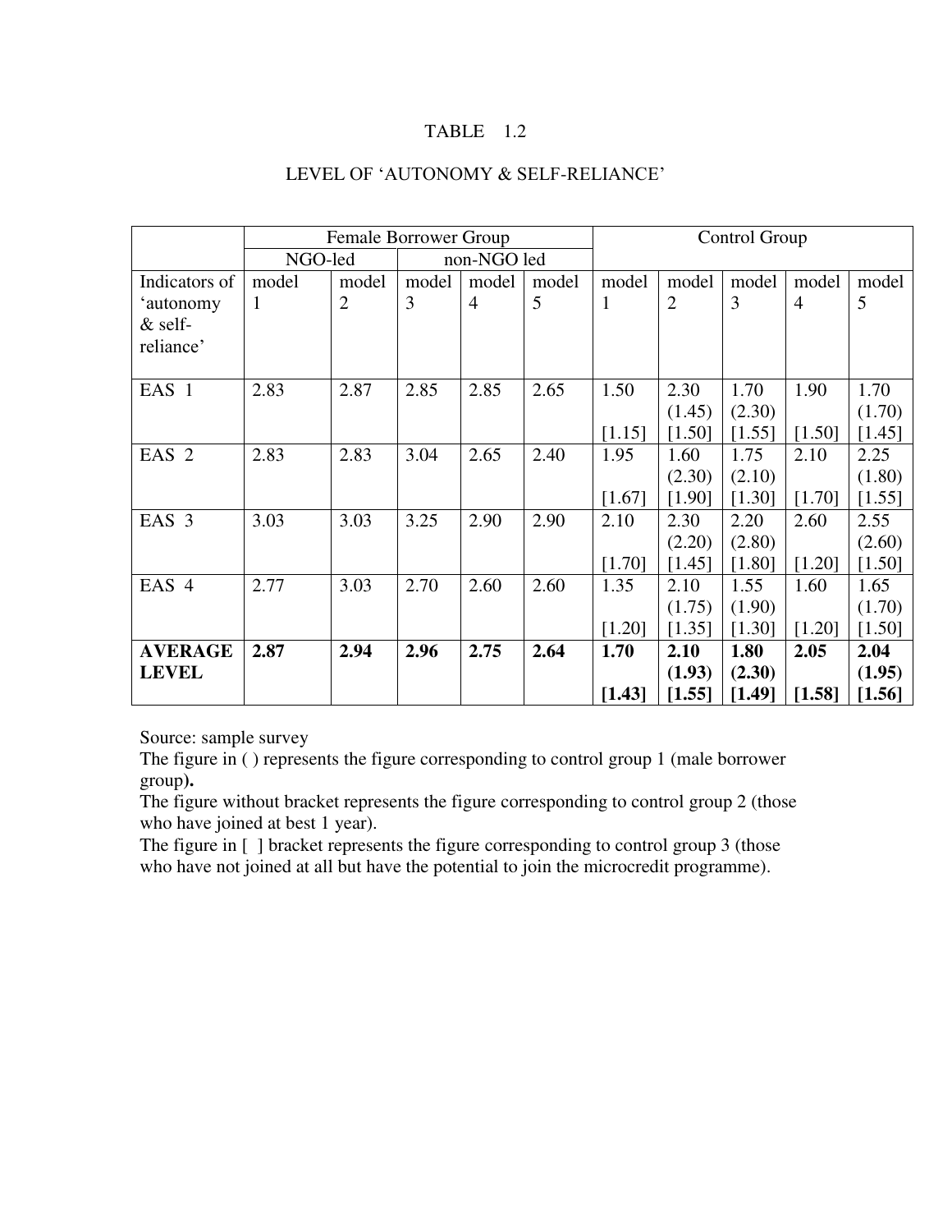TABLE 1.2

LEVEL OF 'AUTONOMY & SELF-RELIANCE'

| | Female Borrower Group | | | | | Control Group | | | | |
|---|---|---|---|---|---|---|---|---|---|---|
| | NGO-led | | non-NGO led | | | | | | | |
| Indicators of 'autonomy & self-reliance' | model 1 | model 2 | model 3 | model 4 | model 5 | model 1 | model 2 | model 3 | model 4 | model 5 |
| EAS 1 | 2.83 | 2.87 | 2.85 | 2.85 | 2.65 | 1.50 [1.15] | 2.30 (1.45) [1.50] | 1.70 (2.30) [1.55] | 1.90 [1.50] | 1.70 (1.70) [1.45] |
| EAS 2 | 2.83 | 2.83 | 3.04 | 2.65 | 2.40 | 1.95 [1.67] | 1.60 (2.30) [1.90] | 1.75 (2.10) [1.30] | 2.10 [1.70] | 2.25 (1.80) [1.55] |
| EAS 3 | 3.03 | 3.03 | 3.25 | 2.90 | 2.90 | 2.10 [1.70] | 2.30 (2.20) [1.45] | 2.20 (2.80) [1.80] | 2.60 [1.20] | 2.55 (2.60) [1.50] |
| EAS 4 | 2.77 | 3.03 | 2.70 | 2.60 | 2.60 | 1.35 [1.20] | 2.10 (1.75) [1.35] | 1.55 (1.90) [1.30] | 1.60 [1.20] | 1.65 (1.70) [1.50] |
| **AVERAGE LEVEL** | **2.87** | **2.94** | **2.96** | **2.75** | **2.64** | **1.70 [1.43]** | **2.10 (1.93) [1.55]** | **1.80 (2.30) [1.49]** | **2.05 [1.58]** | **2.04 (1.95) [1.56]** |

Source: sample survey

The figure in ( ) represents the figure corresponding to control group 1 (male borrower group).

The figure without bracket represents the figure corresponding to control group 2 (those who have joined at best 1 year).

The figure in [ ] bracket represents the figure corresponding to control group 3 (those who have not joined at all but have the potential to join the microcredit programme).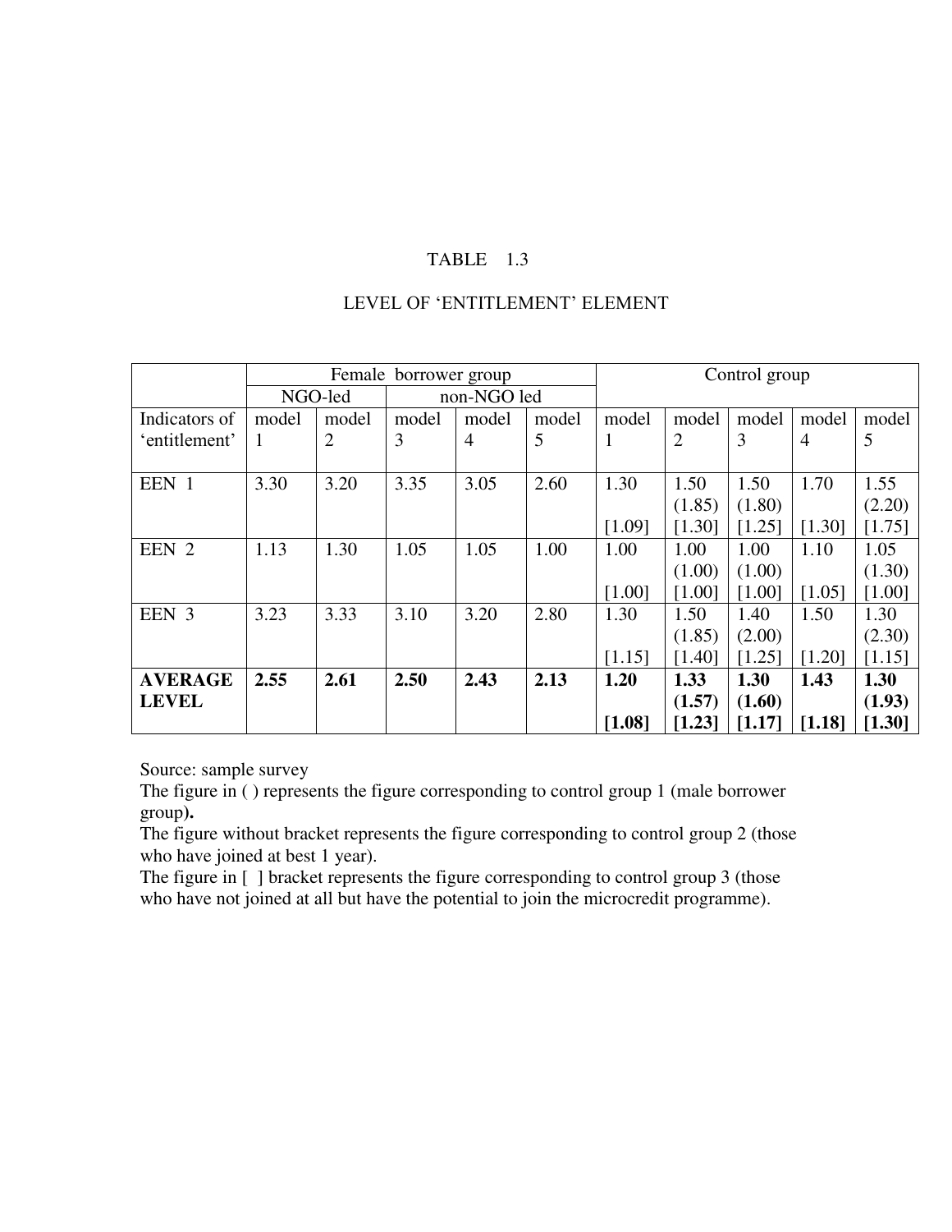TABLE 1.3

LEVEL OF 'ENTITLEMENT' ELEMENT

| | Female borrower group | | | | | Control group | | | | |
|---|---|---|---|---|---|---|---|---|---|---|
| | NGO-led | | non-NGO led | | | | | | | |
| Indicators of 'entitlement' | model 1 | model 2 | model 3 | model 4 | model 5 | model 1 | model 2 | model 3 | model 4 | model 5 |
| EEN 1 | 3.30 | 3.20 | 3.35 | 3.05 | 2.60 | 1.30 [1.09] | 1.50 (1.85) [1.30] | 1.50 (1.80) [1.25] | 1.70 [1.30] | 1.55 (2.20) [1.75] |
| EEN 2 | 1.13 | 1.30 | 1.05 | 1.05 | 1.00 | 1.00 [1.00] | 1.00 (1.00) [1.00] | 1.00 (1.00) [1.00] | 1.10 [1.05] | 1.05 (1.30) [1.00] |
| EEN 3 | 3.23 | 3.33 | 3.10 | 3.20 | 2.80 | 1.30 [1.15] | 1.50 (1.85) [1.40] | 1.40 (2.00) [1.25] | 1.50 [1.20] | 1.30 (2.30) [1.15] |
| **AVERAGE LEVEL** | **2.55** | **2.61** | **2.50** | **2.43** | **2.13** | **1.20 [1.08]** | **1.33 (1.57) [1.23]** | **1.30 (1.60) [1.17]** | **1.43 [1.18]** | **1.30 (1.93) [1.30]** |

Source: sample survey

The figure in ( ) represents the figure corresponding to control group 1 (male borrower group**).**

The figure without bracket represents the figure corresponding to control group 2 (those who have joined at best 1 year).

The figure in [ ] bracket represents the figure corresponding to control group 3 (those who have not joined at all but have the potential to join the microcredit programme).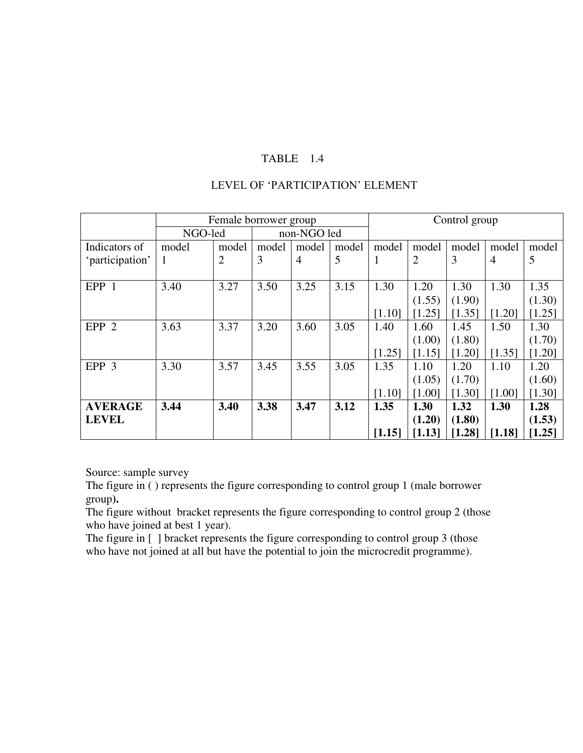# TABLE 1.4

## LEVEL OF 'PARTICIPATION' ELEMENT

| | Female borrower group | | | | | Control group | | | | |
|---|---|---|---|---|---|---|---|---|---|---|
| | NGO-led | | non-NGO led | | | | | | | |
| Indicators of 'participation' | model 1 | model 2 | model 3 | model 4 | model 5 | model 1 | model 2 | model 3 | model 4 | model 5 |
| EPP 1 | 3.40 | 3.27 | 3.50 | 3.25 | 3.15 | 1.30 [1.10] | 1.20 (1.55) [1.25] | 1.30 (1.90) [1.35] | 1.30 [1.20] | 1.35 (1.30) [1.25] |
| EPP 2 | 3.63 | 3.37 | 3.20 | 3.60 | 3.05 | 1.40 [1.25] | 1.60 (1.00) [1.15] | 1.45 (1.80) [1.20] | 1.50 [1.35] | 1.30 (1.70) [1.20] |
| EPP 3 | 3.30 | 3.57 | 3.45 | 3.55 | 3.05 | 1.35 [1.10] | 1.10 (1.05) [1.00] | 1.20 (1.70) [1.30] | 1.10 [1.00] | 1.20 (1.60) [1.30] |
| **AVERAGE LEVEL** | **3.44** | **3.40** | **3.38** | **3.47** | **3.12** | **1.35 [1.15]** | **1.30 (1.20) [1.13]** | **1.32 (1.80) [1.28]** | **1.30 [1.18]** | **1.28 (1.53) [1.25]** |

Source: sample survey

The figure in ( ) represents the figure corresponding to control group 1 (male borrower group**).**

The figure without bracket represents the figure corresponding to control group 2 (those who have joined at best 1 year).

The figure in [ ] bracket represents the figure corresponding to control group 3 (those who have not joined at all but have the potential to join the microcredit programme).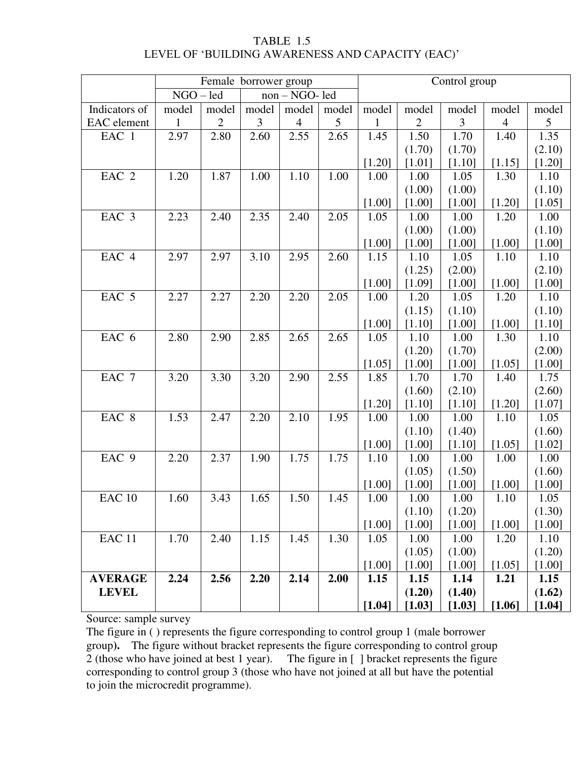TABLE 1.5
LEVEL OF 'BUILDING AWARENESS AND CAPACITY (EAC)'

| | Female borrower group | | | | | Control group | | | | |
|---|---|---|---|---|---|---|---|---|---|---|
| | NGO – led | | non – NGO- led | | | | | | | |
| Indicators of EAC element | model 1 | model 2 | model 3 | model 4 | model 5 | model 1 | model 2 | model 3 | model 4 | model 5 |
| EAC 1 | 2.97 | 2.80 | 2.60 | 2.55 | 2.65 | 1.45 [1.20] | 1.50 (1.70) [1.01] | 1.70 (1.70) [1.10] | 1.40 [1.15] | 1.35 (2.10) [1.20] |
| EAC 2 | 1.20 | 1.87 | 1.00 | 1.10 | 1.00 | 1.00 [1.00] | 1.00 (1.00) [1.00] | 1.05 (1.00) [1.00] | 1.30 [1.20] | 1.10 (1.10) [1.05] |
| EAC 3 | 2.23 | 2.40 | 2.35 | 2.40 | 2.05 | 1.05 [1.00] | 1.00 (1.00) [1.00] | 1.00 (1.00) [1.00] | 1.20 [1.00] | 1.00 (1.10) [1.00] |
| EAC 4 | 2.97 | 2.97 | 3.10 | 2.95 | 2.60 | 1.15 [1.00] | 1.10 (1.25) [1.09] | 1.05 (2.00) [1.00] | 1.10 [1.00] | 1.10 (2.10) [1.00] |
| EAC 5 | 2.27 | 2.27 | 2.20 | 2.20 | 2.05 | 1.00 [1.00] | 1.20 (1.15) [1.10] | 1.05 (1.10) [1.00] | 1.20 [1.00] | 1.10 (1.10) [1.10] |
| EAC 6 | 2.80 | 2.90 | 2.85 | 2.65 | 2.65 | 1.05 [1.05] | 1.10 (1.20) [1.00] | 1.00 (1.70) [1.00] | 1.30 [1.05] | 1.10 (2.00) [1.00] |
| EAC 7 | 3.20 | 3.30 | 3.20 | 2.90 | 2.55 | 1.85 [1.20] | 1.70 (1.60) [1.10] | 1.70 (2.10) [1.10] | 1.40 [1.20] | 1.75 (2.60) [1.07] |
| EAC 8 | 1.53 | 2.47 | 2.20 | 2.10 | 1.95 | 1.00 [1.00] | 1.00 (1.10) [1.00] | 1.00 (1.40) [1.10] | 1.10 [1.05] | 1.05 (1.60) [1.02] |
| EAC 9 | 2.20 | 2.37 | 1.90 | 1.75 | 1.75 | 1.10 [1.00] | 1.00 (1.05) [1.00] | 1.00 (1.50) [1.00] | 1.00 [1.00] | 1.00 (1.60) [1.00] |
| EAC 10 | 1.60 | 3.43 | 1.65 | 1.50 | 1.45 | 1.00 [1.00] | 1.00 (1.10) [1.00] | 1.00 (1.20) [1.00] | 1.10 [1.00] | 1.05 (1.30) [1.00] |
| EAC 11 | 1.70 | 2.40 | 1.15 | 1.45 | 1.30 | 1.05 [1.00] | 1.00 (1.05) [1.00] | 1.00 (1.00) [1.00] | 1.20 [1.05] | 1.10 (1.20) [1.00] |
| **AVERAGE LEVEL** | **2.24** | **2.56** | **2.20** | **2.14** | **2.00** | **1.15 [1.04]** | **1.15 (1.20) [1.03]** | **1.14 (1.40) [1.03]** | **1.21 [1.06]** | **1.15 (1.62) [1.04]** |

Source: sample survey

The figure in ( ) represents the figure corresponding to control group 1 (male borrower group**).** The figure without bracket represents the figure corresponding to control group 2 (those who have joined at best 1 year). The figure in [ ] bracket represents the figure corresponding to control group 3 (those who have not joined at all but have the potential to join the microcredit programme).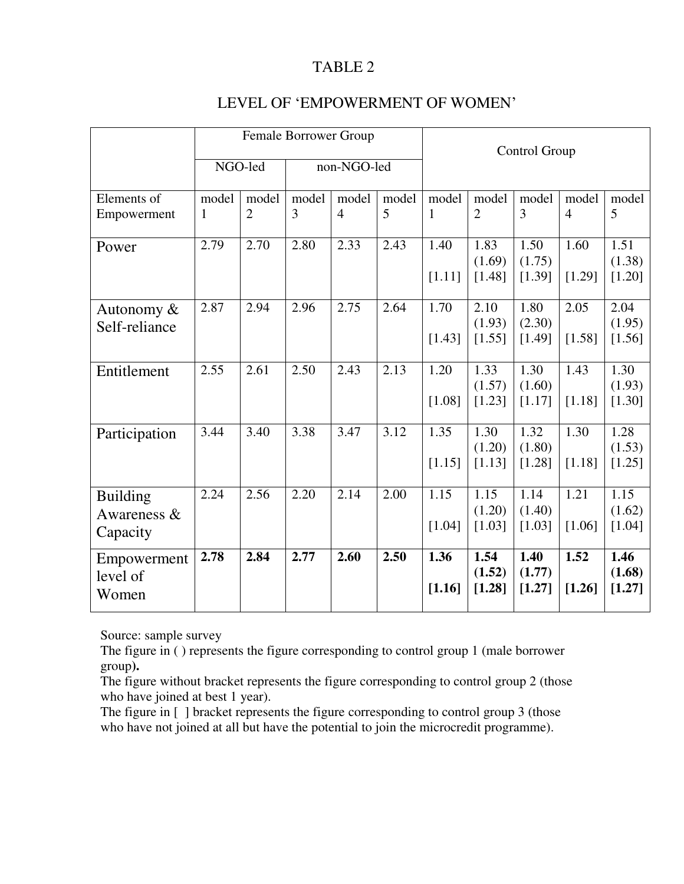# TABLE 2

## LEVEL OF 'EMPOWERMENT OF WOMEN'

| | Female Borrower Group | | | | | Control Group | | | | |
|---|---|---|---|---|---|---|---|---|---|---|
| | NGO-led | | non-NGO-led | | | | | | | |
| Elements of Empowerment | model 1 | model 2 | model 3 | model 4 | model 5 | model 1 | model 2 | model 3 | model 4 | model 5 |
| Power | 2.79 | 2.70 | 2.80 | 2.33 | 2.43 | 1.40 [1.11] | 1.83 (1.69) [1.48] | 1.50 (1.75) [1.39] | 1.60 [1.29] | 1.51 (1.38) [1.20] |
| Autonomy & Self-reliance | 2.87 | 2.94 | 2.96 | 2.75 | 2.64 | 1.70 [1.43] | 2.10 (1.93) [1.55] | 1.80 (2.30) [1.49] | 2.05 [1.58] | 2.04 (1.95) [1.56] |
| Entitlement | 2.55 | 2.61 | 2.50 | 2.43 | 2.13 | 1.20 [1.08] | 1.33 (1.57) [1.23] | 1.30 (1.60) [1.17] | 1.43 [1.18] | 1.30 (1.93) [1.30] |
| Participation | 3.44 | 3.40 | 3.38 | 3.47 | 3.12 | 1.35 [1.15] | 1.30 (1.20) [1.13] | 1.32 (1.80) [1.28] | 1.30 [1.18] | 1.28 (1.53) [1.25] |
| Building Awareness & Capacity | 2.24 | 2.56 | 2.20 | 2.14 | 2.00 | 1.15 [1.04] | 1.15 (1.20) [1.03] | 1.14 (1.40) [1.03] | 1.21 [1.06] | 1.15 (1.62) [1.04] |
| Empowerment level of Women | **2.78** | **2.84** | **2.77** | **2.60** | **2.50** | **1.36 [1.16]** | **1.54 (1.52) [1.28]** | **1.40 (1.77) [1.27]** | **1.52 [1.26]** | **1.46 (1.68) [1.27]** |

Source: sample survey

The figure in ( ) represents the figure corresponding to control group 1 (male borrower group).

The figure without bracket represents the figure corresponding to control group 2 (those who have joined at best 1 year).

The figure in [ ] bracket represents the figure corresponding to control group 3 (those who have not joined at all but have the potential to join the microcredit programme).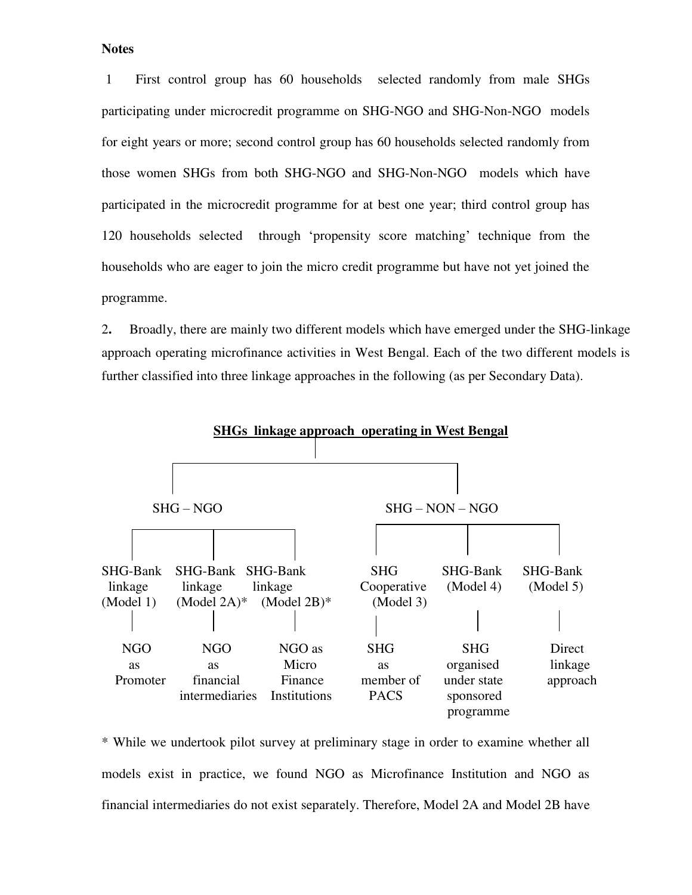**Notes**

1 First control group has 60 households selected randomly from male SHGs participating under microcredit programme on SHG-NGO and SHG-Non-NGO models for eight years or more; second control group has 60 households selected randomly from those women SHGs from both SHG-NGO and SHG-Non-NGO models which have participated in the microcredit programme for at best one year; third control group has 120 households selected through 'propensity score matching' technique from the households who are eager to join the micro credit programme but have not yet joined the programme.

2. Broadly, there are mainly two different models which have emerged under the SHG-linkage approach operating microfinance activities in West Bengal. Each of the two different models is further classified into three linkage approaches in the following (as per Secondary Data).

**SHGs linkage approach operating in West Bengal**

- SHG – NGO
  - SHG-Bank linkage (Model 1) — NGO as Promoter
  - SHG-Bank linkage (Model 2A)* — NGO as financial intermediaries
  - SHG-Bank linkage (Model 2B)* — NGO as Micro Finance Institutions
- SHG – NON – NGO
  - SHG Cooperative (Model 3) — SHG as member of PACS
  - SHG-Bank (Model 4) — SHG organised under state sponsored programme
  - SHG-Bank (Model 5) — Direct linkage approach

\* While we undertook pilot survey at preliminary stage in order to examine whether all models exist in practice, we found NGO as Microfinance Institution and NGO as financial intermediaries do not exist separately. Therefore, Model 2A and Model 2B have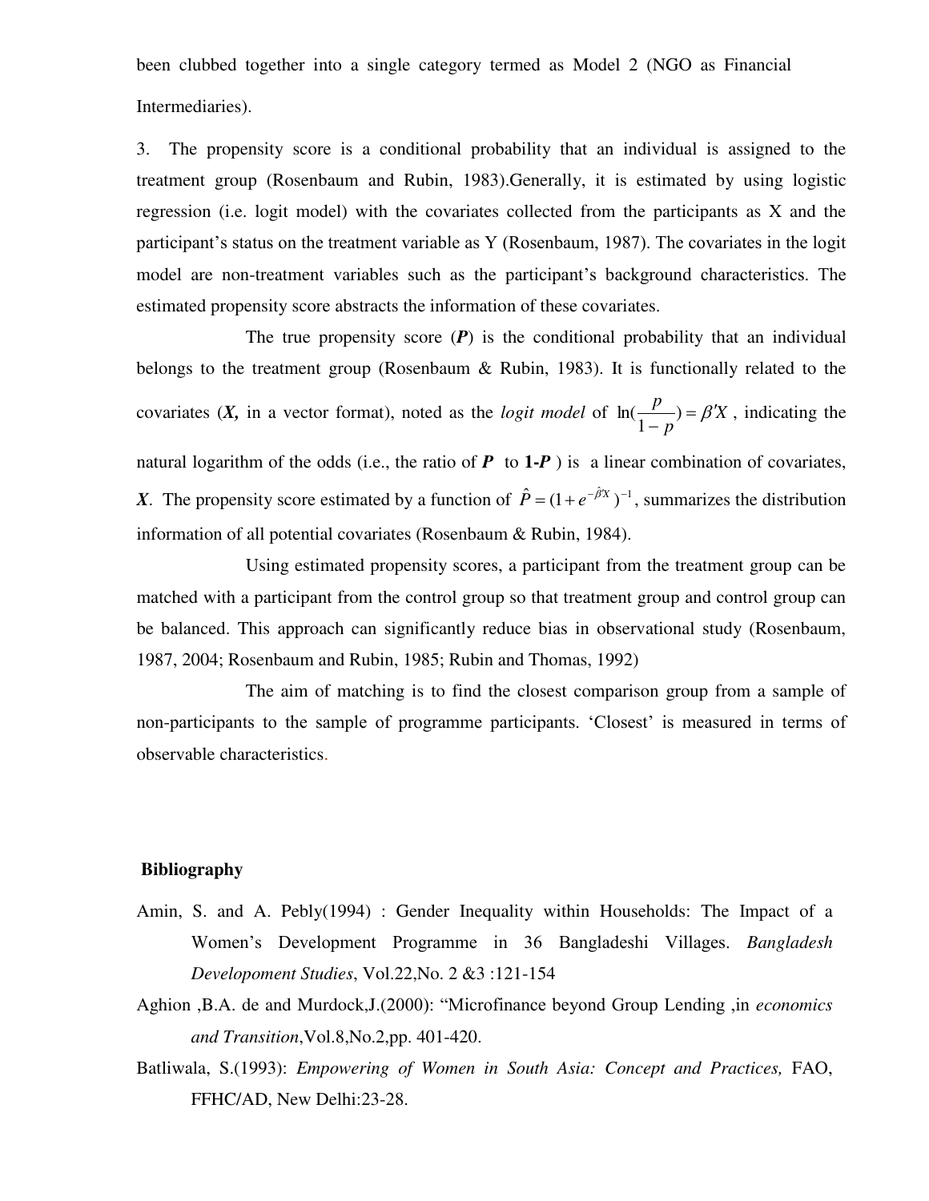been clubbed together into a single category termed as Model 2 (NGO as Financial Intermediaries).

3. The propensity score is a conditional probability that an individual is assigned to the treatment group (Rosenbaum and Rubin, 1983).Generally, it is estimated by using logistic regression (i.e. logit model) with the covariates collected from the participants as X and the participant's status on the treatment variable as Y (Rosenbaum, 1987). The covariates in the logit model are non-treatment variables such as the participant's background characteristics. The estimated propensity score abstracts the information of these covariates.

The true propensity score (***P***) is the conditional probability that an individual belongs to the treatment group (Rosenbaum & Rubin, 1983). It is functionally related to the covariates (***X,*** in a vector format), noted as the *logit model* of $\ln(\frac{p}{1-p}) = \beta' X$, indicating the natural logarithm of the odds (i.e., the ratio of ***P*** to **1-*P*** ) is a linear combination of covariates, ***X***. The propensity score estimated by a function of $\hat{P} = (1 + e^{-\hat{\beta}' X})^{-1}$, summarizes the distribution information of all potential covariates (Rosenbaum & Rubin, 1984).

Using estimated propensity scores, a participant from the treatment group can be matched with a participant from the control group so that treatment group and control group can be balanced. This approach can significantly reduce bias in observational study (Rosenbaum, 1987, 2004; Rosenbaum and Rubin, 1985; Rubin and Thomas, 1992)

The aim of matching is to find the closest comparison group from a sample of non-participants to the sample of programme participants. 'Closest' is measured in terms of observable characteristics.

**Bibliography**

Amin, S. and A. Pebly(1994) : Gender Inequality within Households: The Impact of a Women's Development Programme in 36 Bangladeshi Villages. *Bangladesh Developoment Studies*, Vol.22,No. 2 &3 :121-154

Aghion ,B.A. de and Murdock,J.(2000): "Microfinance beyond Group Lending ,in *economics and Transition*,Vol.8,No.2,pp. 401-420.

Batliwala, S.(1993): *Empowering of Women in South Asia: Concept and Practices,* FAO, FFHC/AD, New Delhi:23-28.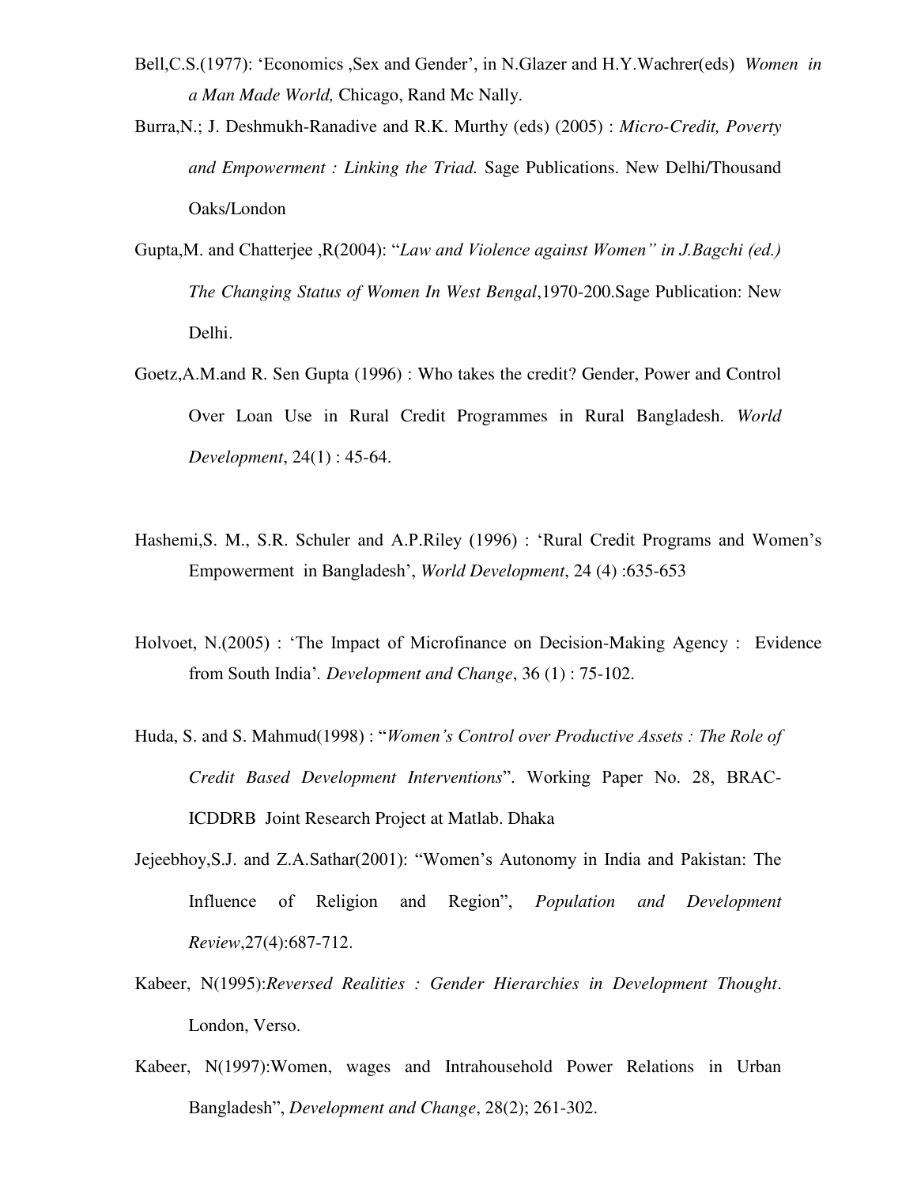Bell,C.S.(1977): 'Economics ,Sex and Gender', in N.Glazer and H.Y.Wachrer(eds) *Women in a Man Made World,* Chicago, Rand Mc Nally.

Burra,N.; J. Deshmukh-Ranadive and R.K. Murthy (eds) (2005) : *Micro-Credit, Poverty and Empowerment : Linking the Triad.* Sage Publications. New Delhi/Thousand Oaks/London

Gupta,M. and Chatterjee ,R(2004): "*Law and Violence against Women" in J.Bagchi (ed.) The Changing Status of Women In West Bengal*,1970-200.Sage Publication: New Delhi.

Goetz,A.M.and R. Sen Gupta (1996) : Who takes the credit? Gender, Power and Control Over Loan Use in Rural Credit Programmes in Rural Bangladesh. *World Development*, 24(1) : 45-64.

Hashemi,S. M., S.R. Schuler and A.P.Riley (1996) : 'Rural Credit Programs and Women's Empowerment in Bangladesh', *World Development*, 24 (4) :635-653

Holvoet, N.(2005) : 'The Impact of Microfinance on Decision-Making Agency : Evidence from South India'. *Development and Change*, 36 (1) : 75-102.

Huda, S. and S. Mahmud(1998) : "*Women's Control over Productive Assets : The Role of Credit Based Development Interventions*". Working Paper No. 28, BRAC-ICDDRB Joint Research Project at Matlab. Dhaka

Jejeebhoy,S.J. and Z.A.Sathar(2001): "Women's Autonomy in India and Pakistan: The Influence of Religion and Region", *Population and Development Review*,27(4):687-712.

Kabeer, N(1995):*Reversed Realities : Gender Hierarchies in Development Thought*. London, Verso.

Kabeer, N(1997):Women, wages and Intrahousehold Power Relations in Urban Bangladesh", *Development and Change*, 28(2); 261-302.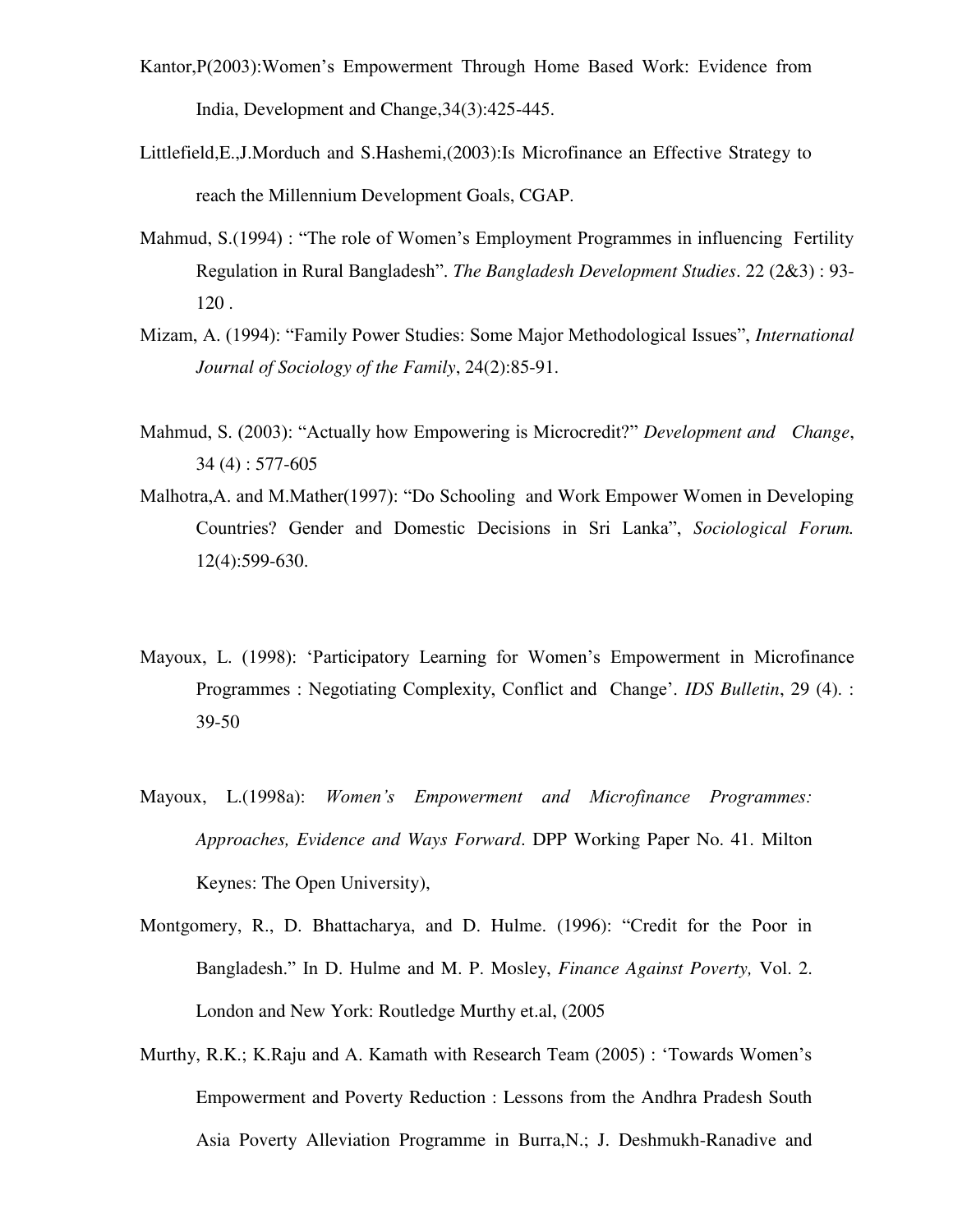Kantor,P(2003):Women's Empowerment Through Home Based Work: Evidence from India, Development and Change,34(3):425-445.

Littlefield,E.,J.Morduch and S.Hashemi,(2003):Is Microfinance an Effective Strategy to reach the Millennium Development Goals, CGAP.

Mahmud, S.(1994) : "The role of Women's Employment Programmes in influencing Fertility Regulation in Rural Bangladesh". *The Bangladesh Development Studies*. 22 (2&3) : 93-120 .

Mizam, A. (1994): "Family Power Studies: Some Major Methodological Issues", *International Journal of Sociology of the Family*, 24(2):85-91.

Mahmud, S. (2003): "Actually how Empowering is Microcredit?" *Development and Change*, 34 (4) : 577-605

Malhotra,A. and M.Mather(1997): "Do Schooling and Work Empower Women in Developing Countries? Gender and Domestic Decisions in Sri Lanka", *Sociological Forum.* 12(4):599-630.

Mayoux, L. (1998): 'Participatory Learning for Women's Empowerment in Microfinance Programmes : Negotiating Complexity, Conflict and Change'. *IDS Bulletin*, 29 (4). : 39-50

Mayoux, L.(1998a): *Women's Empowerment and Microfinance Programmes: Approaches, Evidence and Ways Forward*. DPP Working Paper No. 41. Milton Keynes: The Open University),

Montgomery, R., D. Bhattacharya, and D. Hulme. (1996): "Credit for the Poor in Bangladesh." In D. Hulme and M. P. Mosley, *Finance Against Poverty,* Vol. 2. London and New York: Routledge Murthy et.al, (2005

Murthy, R.K.; K.Raju and A. Kamath with Research Team (2005) : 'Towards Women's Empowerment and Poverty Reduction : Lessons from the Andhra Pradesh South Asia Poverty Alleviation Programme in Burra,N.; J. Deshmukh-Ranadive and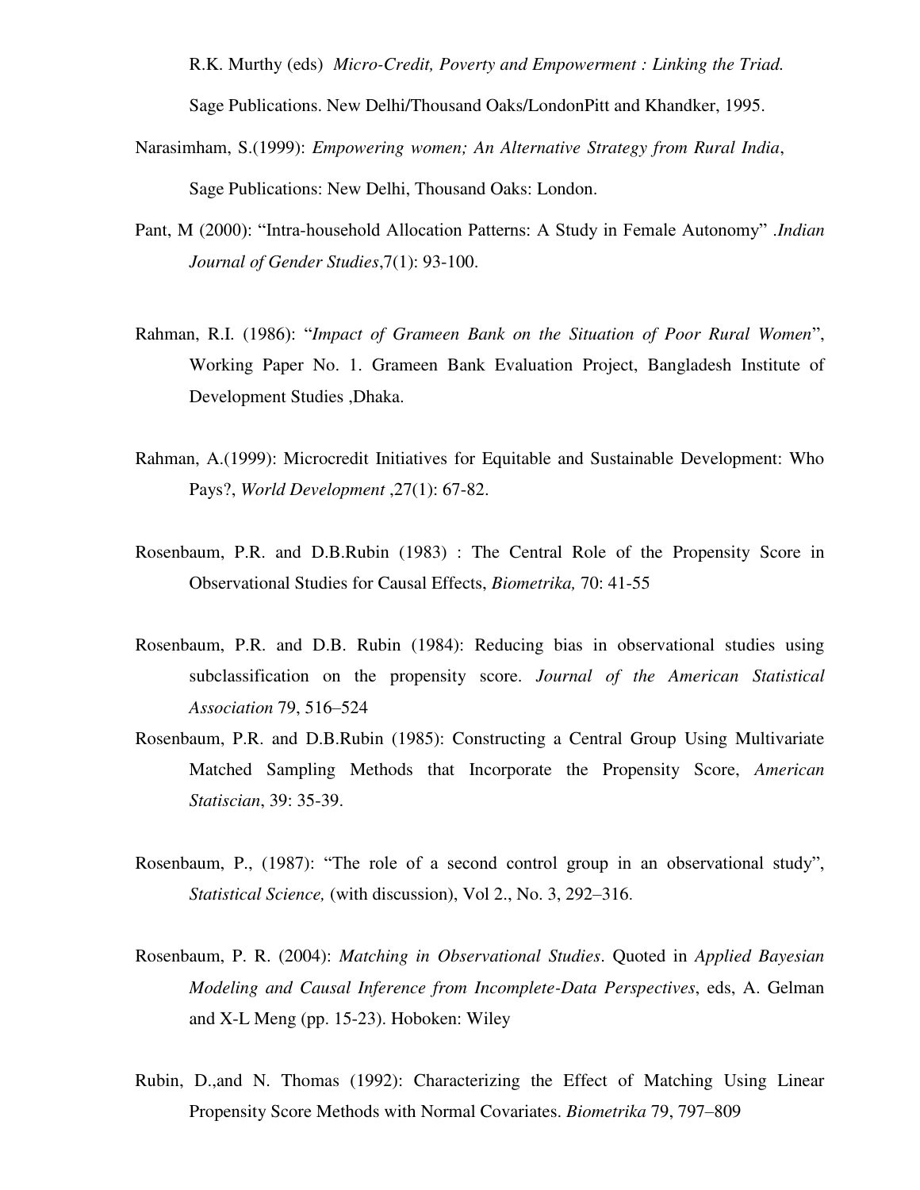R.K. Murthy (eds) *Micro-Credit, Poverty and Empowerment : Linking the Triad.* Sage Publications. New Delhi/Thousand Oaks/LondonPitt and Khandker, 1995.

Narasimham, S.(1999): *Empowering women; An Alternative Strategy from Rural India*, Sage Publications: New Delhi, Thousand Oaks: London.

Pant, M (2000): "Intra-household Allocation Patterns: A Study in Female Autonomy" .*Indian Journal of Gender Studies*,7(1): 93-100.

Rahman, R.I. (1986): "*Impact of Grameen Bank on the Situation of Poor Rural Women*", Working Paper No. 1. Grameen Bank Evaluation Project, Bangladesh Institute of Development Studies ,Dhaka.

Rahman, A.(1999): Microcredit Initiatives for Equitable and Sustainable Development: Who Pays?, *World Development* ,27(1): 67-82.

Rosenbaum, P.R. and D.B.Rubin (1983) : The Central Role of the Propensity Score in Observational Studies for Causal Effects, *Biometrika,* 70: 41-55

Rosenbaum, P.R. and D.B. Rubin (1984): Reducing bias in observational studies using subclassification on the propensity score. *Journal of the American Statistical Association* 79, 516–524

Rosenbaum, P.R. and D.B.Rubin (1985): Constructing a Central Group Using Multivariate Matched Sampling Methods that Incorporate the Propensity Score, *American Statiscian*, 39: 35-39.

Rosenbaum, P., (1987): "The role of a second control group in an observational study", *Statistical Science,* (with discussion), Vol 2., No. 3, 292–316.

Rosenbaum, P. R. (2004): *Matching in Observational Studies*. Quoted in *Applied Bayesian Modeling and Causal Inference from Incomplete-Data Perspectives*, eds, A. Gelman and X-L Meng (pp. 15-23). Hoboken: Wiley

Rubin, D.,and N. Thomas (1992): Characterizing the Effect of Matching Using Linear Propensity Score Methods with Normal Covariates. *Biometrika* 79, 797–809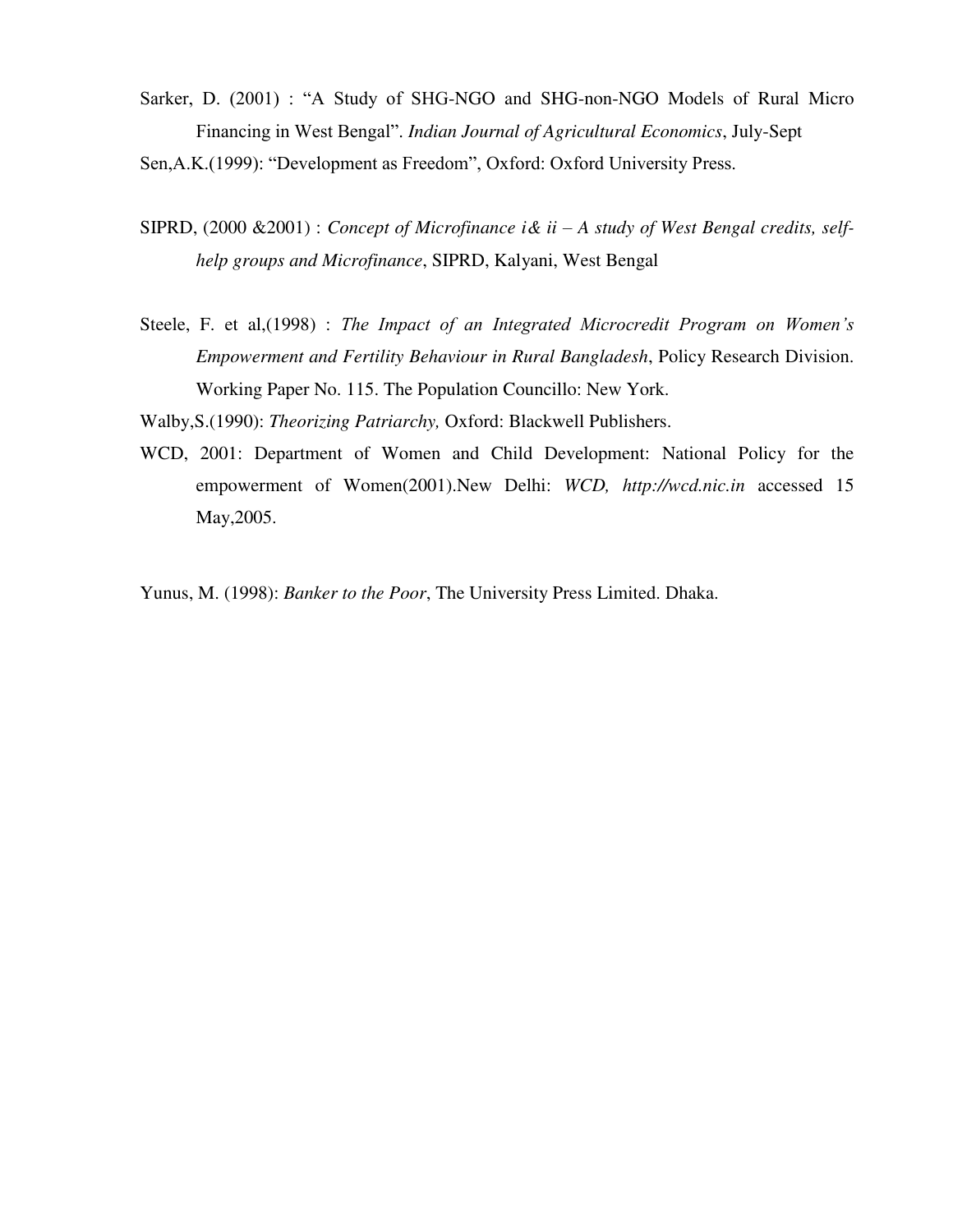Sarker, D. (2001) : "A Study of SHG-NGO and SHG-non-NGO Models of Rural Micro Financing in West Bengal". *Indian Journal of Agricultural Economics*, July-Sept

Sen,A.K.(1999): "Development as Freedom", Oxford: Oxford University Press.

SIPRD, (2000 &2001) : *Concept of Microfinance i& ii – A study of West Bengal credits, self-help groups and Microfinance*, SIPRD, Kalyani, West Bengal

Steele, F. et al,(1998) : *The Impact of an Integrated Microcredit Program on Women's Empowerment and Fertility Behaviour in Rural Bangladesh*, Policy Research Division. Working Paper No. 115. The Population Councillo: New York.

Walby,S.(1990): *Theorizing Patriarchy,* Oxford: Blackwell Publishers.

WCD, 2001: Department of Women and Child Development: National Policy for the empowerment of Women(2001).New Delhi: *WCD, http://wcd.nic.in* accessed 15 May,2005.

Yunus, M. (1998): *Banker to the Poor*, The University Press Limited. Dhaka.